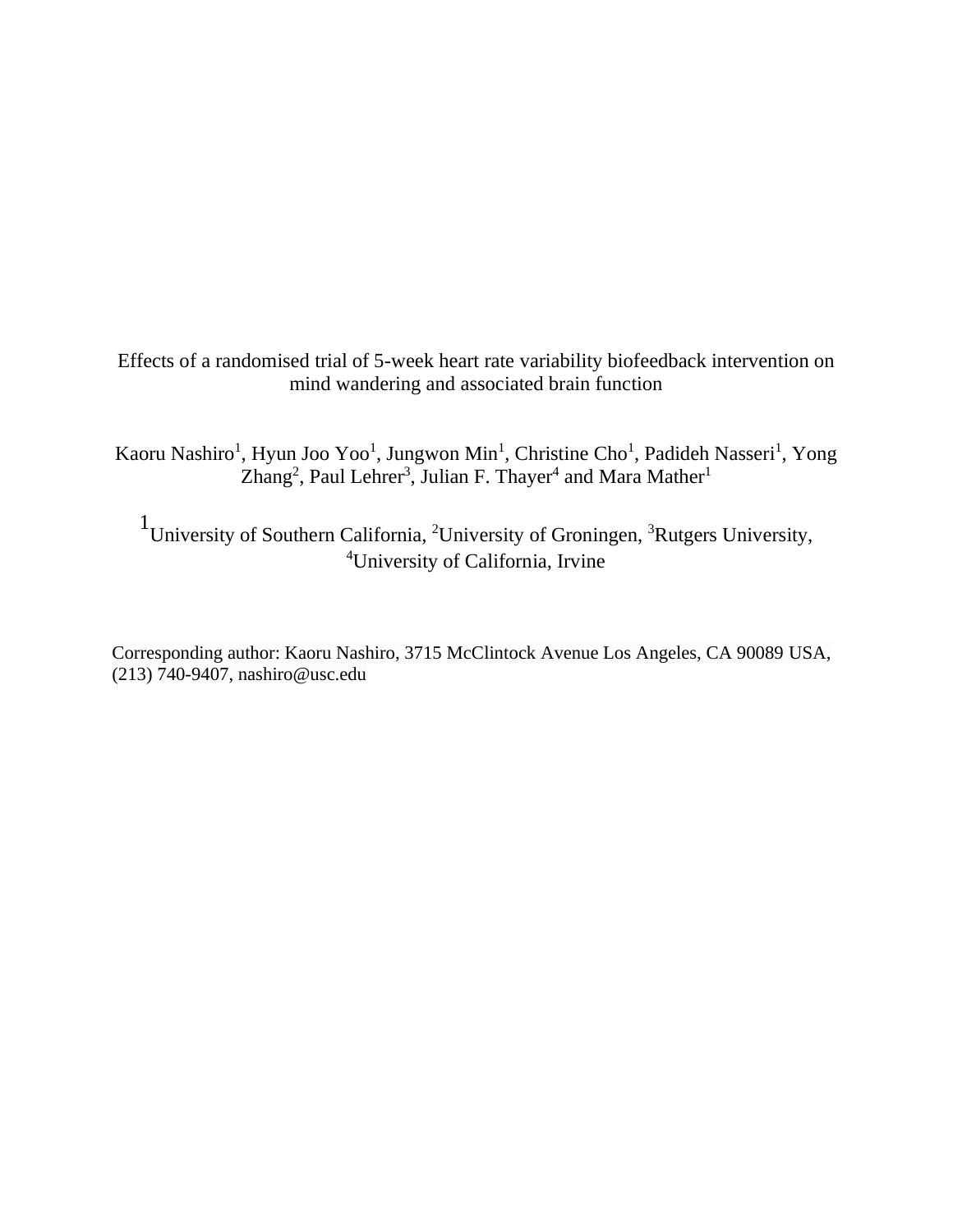# Effects of a randomised trial of 5-week heart rate variability biofeedback intervention on mind wandering and associated brain function

Kaoru Nashiro[1], Hyun Joo Yoo[1], Jungwon Min[1], Christine Cho[1], Padideh Nasseri[1], Yong Zhang[2], Paul Lehrer[3], Julian F. Thayer[4] and Mara Mather[1]

[1]University of Southern California, [2]University of Groningen, [3]Rutgers University, [4]University of California, Irvine

Corresponding author: Kaoru Nashiro, 3715 McClintock Avenue Los Angeles, CA 90089 USA, (213) 740-9407, nashiro@usc.edu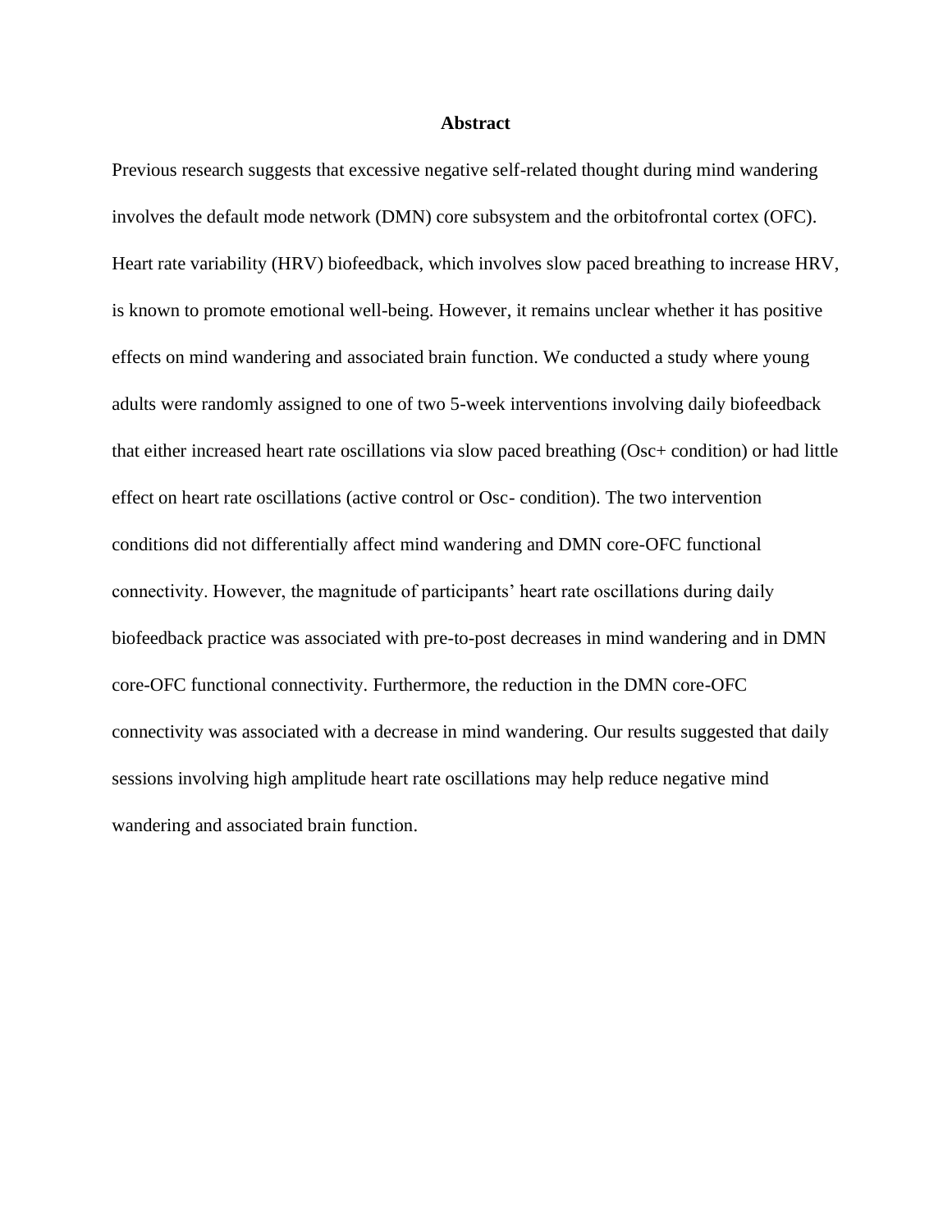## Abstract

Previous research suggests that excessive negative self-related thought during mind wandering involves the default mode network (DMN) core subsystem and the orbitofrontal cortex (OFC). Heart rate variability (HRV) biofeedback, which involves slow paced breathing to increase HRV, is known to promote emotional well-being. However, it remains unclear whether it has positive effects on mind wandering and associated brain function. We conducted a study where young adults were randomly assigned to one of two 5-week interventions involving daily biofeedback that either increased heart rate oscillations via slow paced breathing (Osc+ condition) or had little effect on heart rate oscillations (active control or Osc- condition). The two intervention conditions did not differentially affect mind wandering and DMN core-OFC functional connectivity. However, the magnitude of participants' heart rate oscillations during daily biofeedback practice was associated with pre-to-post decreases in mind wandering and in DMN core-OFC functional connectivity. Furthermore, the reduction in the DMN core-OFC connectivity was associated with a decrease in mind wandering. Our results suggested that daily sessions involving high amplitude heart rate oscillations may help reduce negative mind wandering and associated brain function.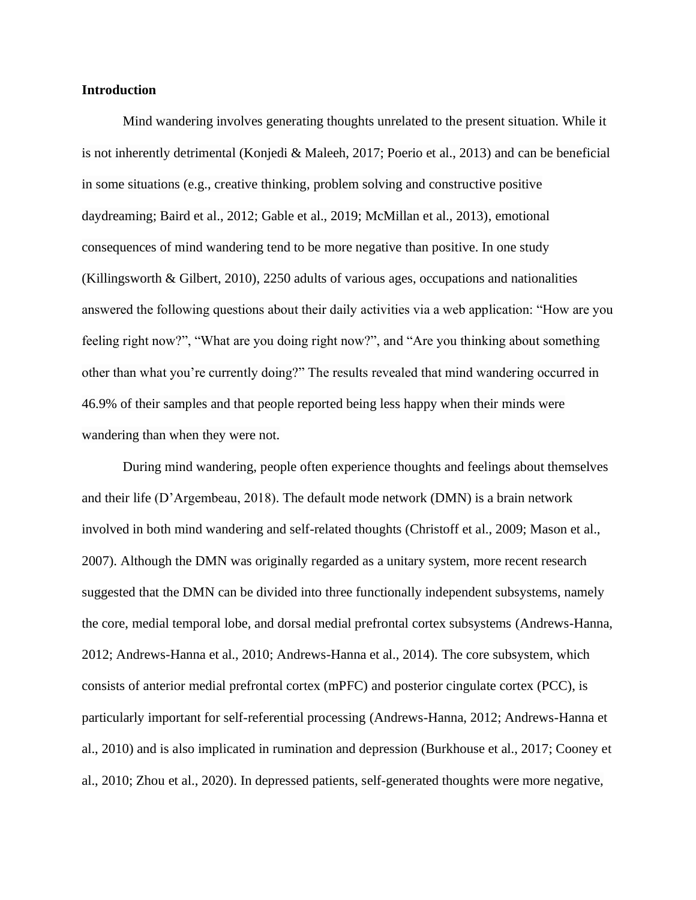## Introduction

Mind wandering involves generating thoughts unrelated to the present situation. While it is not inherently detrimental (Konjedi & Maleeh, 2017; Poerio et al., 2013) and can be beneficial in some situations (e.g., creative thinking, problem solving and constructive positive daydreaming; Baird et al., 2012; Gable et al., 2019; McMillan et al., 2013), emotional consequences of mind wandering tend to be more negative than positive. In one study (Killingsworth & Gilbert, 2010), 2250 adults of various ages, occupations and nationalities answered the following questions about their daily activities via a web application: "How are you feeling right now?", "What are you doing right now?", and "Are you thinking about something other than what you're currently doing?" The results revealed that mind wandering occurred in 46.9% of their samples and that people reported being less happy when their minds were wandering than when they were not.

During mind wandering, people often experience thoughts and feelings about themselves and their life (D'Argembeau, 2018). The default mode network (DMN) is a brain network involved in both mind wandering and self-related thoughts (Christoff et al., 2009; Mason et al., 2007). Although the DMN was originally regarded as a unitary system, more recent research suggested that the DMN can be divided into three functionally independent subsystems, namely the core, medial temporal lobe, and dorsal medial prefrontal cortex subsystems (Andrews-Hanna, 2012; Andrews-Hanna et al., 2010; Andrews-Hanna et al., 2014). The core subsystem, which consists of anterior medial prefrontal cortex (mPFC) and posterior cingulate cortex (PCC), is particularly important for self-referential processing (Andrews-Hanna, 2012; Andrews-Hanna et al., 2010) and is also implicated in rumination and depression (Burkhouse et al., 2017; Cooney et al., 2010; Zhou et al., 2020). In depressed patients, self-generated thoughts were more negative,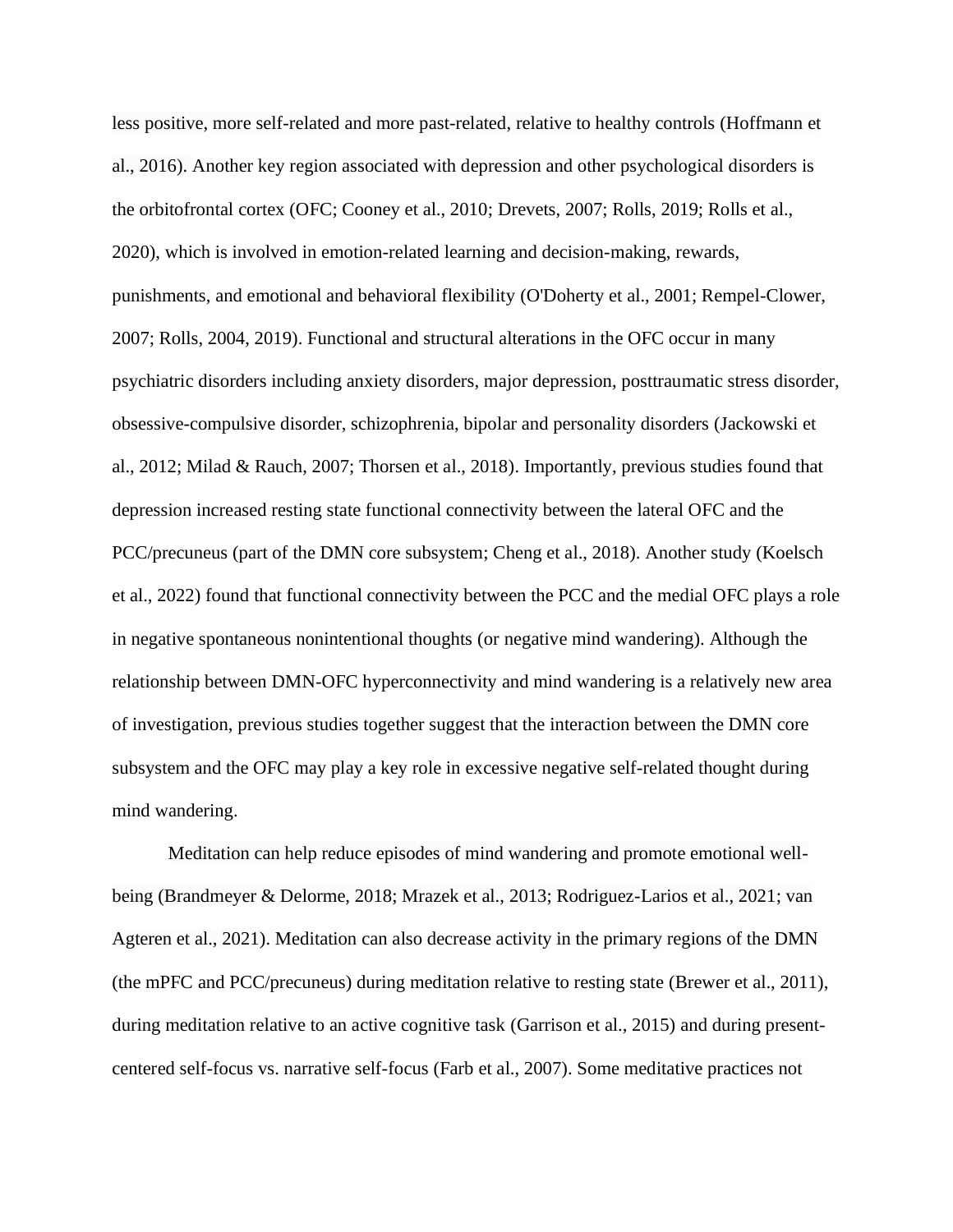less positive, more self-related and more past-related, relative to healthy controls (Hoffmann et al., 2016). Another key region associated with depression and other psychological disorders is the orbitofrontal cortex (OFC; Cooney et al., 2010; Drevets, 2007; Rolls, 2019; Rolls et al., 2020), which is involved in emotion-related learning and decision-making, rewards, punishments, and emotional and behavioral flexibility (O'Doherty et al., 2001; Rempel-Clower, 2007; Rolls, 2004, 2019). Functional and structural alterations in the OFC occur in many psychiatric disorders including anxiety disorders, major depression, posttraumatic stress disorder, obsessive-compulsive disorder, schizophrenia, bipolar and personality disorders (Jackowski et al., 2012; Milad & Rauch, 2007; Thorsen et al., 2018). Importantly, previous studies found that depression increased resting state functional connectivity between the lateral OFC and the PCC/precuneus (part of the DMN core subsystem; Cheng et al., 2018). Another study (Koelsch et al., 2022) found that functional connectivity between the PCC and the medial OFC plays a role in negative spontaneous nonintentional thoughts (or negative mind wandering). Although the relationship between DMN-OFC hyperconnectivity and mind wandering is a relatively new area of investigation, previous studies together suggest that the interaction between the DMN core subsystem and the OFC may play a key role in excessive negative self-related thought during mind wandering.

Meditation can help reduce episodes of mind wandering and promote emotional well-being (Brandmeyer & Delorme, 2018; Mrazek et al., 2013; Rodriguez-Larios et al., 2021; van Agteren et al., 2021). Meditation can also decrease activity in the primary regions of the DMN (the mPFC and PCC/precuneus) during meditation relative to resting state (Brewer et al., 2011), during meditation relative to an active cognitive task (Garrison et al., 2015) and during present-centered self-focus vs. narrative self-focus (Farb et al., 2007). Some meditative practices not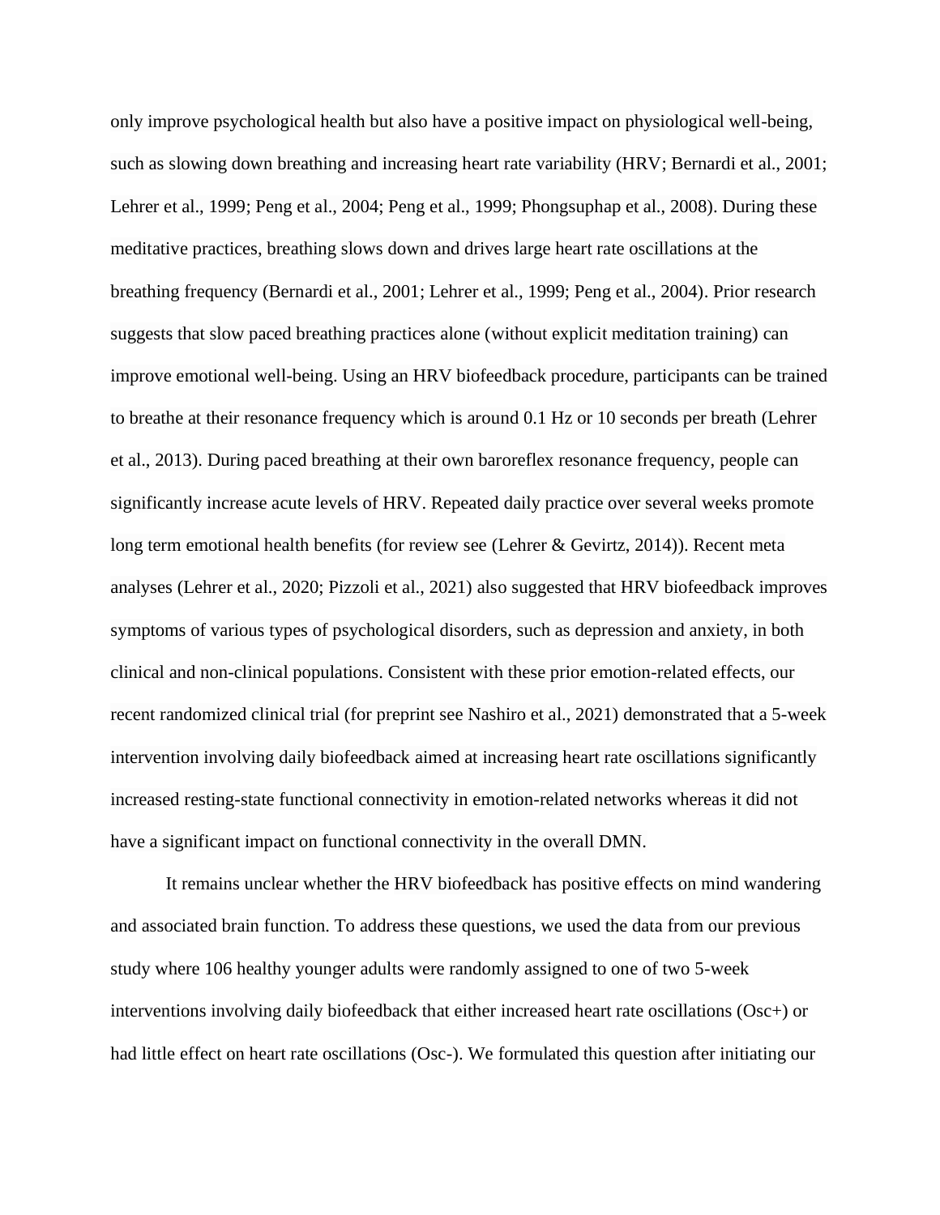only improve psychological health but also have a positive impact on physiological well-being, such as slowing down breathing and increasing heart rate variability (HRV; Bernardi et al., 2001; Lehrer et al., 1999; Peng et al., 2004; Peng et al., 1999; Phongsuphap et al., 2008). During these meditative practices, breathing slows down and drives large heart rate oscillations at the breathing frequency (Bernardi et al., 2001; Lehrer et al., 1999; Peng et al., 2004). Prior research suggests that slow paced breathing practices alone (without explicit meditation training) can improve emotional well-being. Using an HRV biofeedback procedure, participants can be trained to breathe at their resonance frequency which is around 0.1 Hz or 10 seconds per breath (Lehrer et al., 2013). During paced breathing at their own baroreflex resonance frequency, people can significantly increase acute levels of HRV. Repeated daily practice over several weeks promote long term emotional health benefits (for review see (Lehrer & Gevirtz, 2014)). Recent meta analyses (Lehrer et al., 2020; Pizzoli et al., 2021) also suggested that HRV biofeedback improves symptoms of various types of psychological disorders, such as depression and anxiety, in both clinical and non-clinical populations. Consistent with these prior emotion-related effects, our recent randomized clinical trial (for preprint see Nashiro et al., 2021) demonstrated that a 5-week intervention involving daily biofeedback aimed at increasing heart rate oscillations significantly increased resting-state functional connectivity in emotion-related networks whereas it did not have a significant impact on functional connectivity in the overall DMN.

It remains unclear whether the HRV biofeedback has positive effects on mind wandering and associated brain function. To address these questions, we used the data from our previous study where 106 healthy younger adults were randomly assigned to one of two 5-week interventions involving daily biofeedback that either increased heart rate oscillations (Osc+) or had little effect on heart rate oscillations (Osc-). We formulated this question after initiating our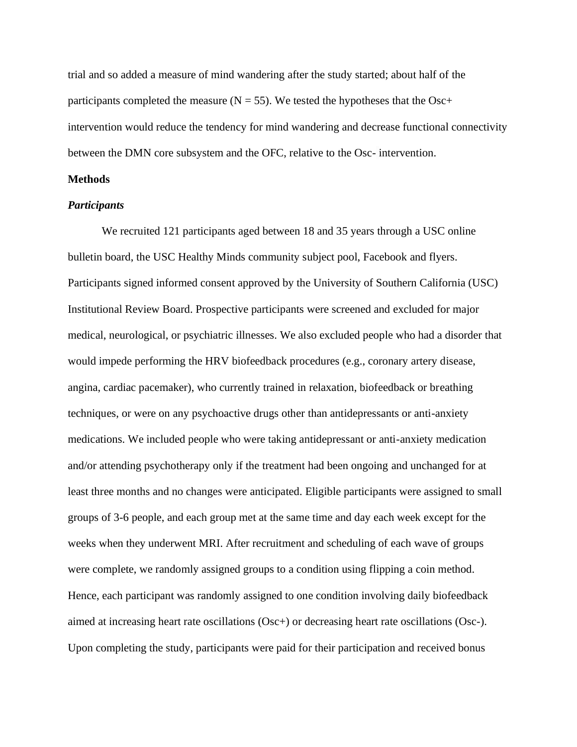trial and so added a measure of mind wandering after the study started; about half of the participants completed the measure ($N = 55$). We tested the hypotheses that the Osc+ intervention would reduce the tendency for mind wandering and decrease functional connectivity between the DMN core subsystem and the OFC, relative to the Osc- intervention.

## Methods

### *Participants*

We recruited 121 participants aged between 18 and 35 years through a USC online bulletin board, the USC Healthy Minds community subject pool, Facebook and flyers. Participants signed informed consent approved by the University of Southern California (USC) Institutional Review Board. Prospective participants were screened and excluded for major medical, neurological, or psychiatric illnesses. We also excluded people who had a disorder that would impede performing the HRV biofeedback procedures (e.g., coronary artery disease, angina, cardiac pacemaker), who currently trained in relaxation, biofeedback or breathing techniques, or were on any psychoactive drugs other than antidepressants or anti-anxiety medications. We included people who were taking antidepressant or anti-anxiety medication and/or attending psychotherapy only if the treatment had been ongoing and unchanged for at least three months and no changes were anticipated. Eligible participants were assigned to small groups of 3-6 people, and each group met at the same time and day each week except for the weeks when they underwent MRI. After recruitment and scheduling of each wave of groups were complete, we randomly assigned groups to a condition using flipping a coin method. Hence, each participant was randomly assigned to one condition involving daily biofeedback aimed at increasing heart rate oscillations (Osc+) or decreasing heart rate oscillations (Osc-). Upon completing the study, participants were paid for their participation and received bonus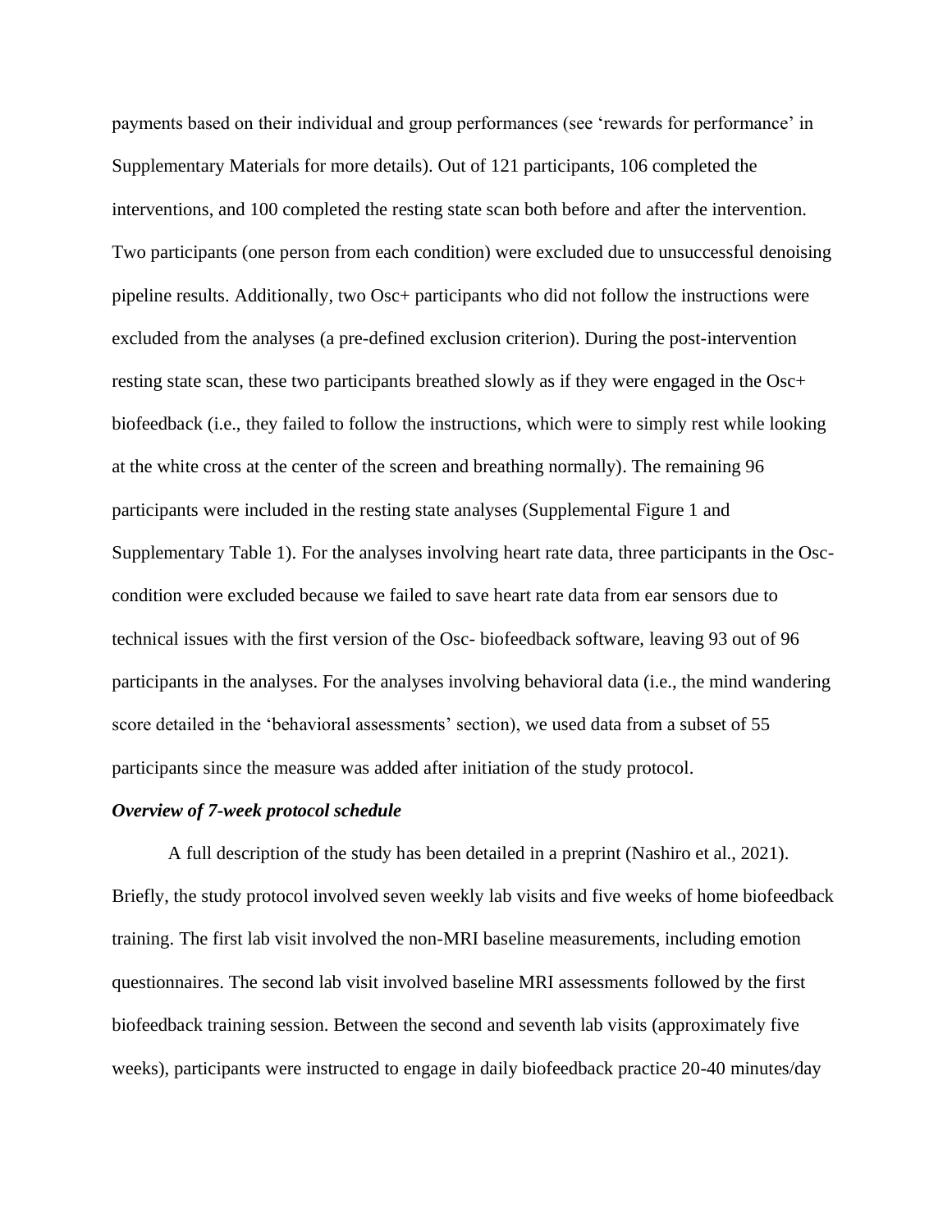payments based on their individual and group performances (see 'rewards for performance' in Supplementary Materials for more details). Out of 121 participants, 106 completed the interventions, and 100 completed the resting state scan both before and after the intervention. Two participants (one person from each condition) were excluded due to unsuccessful denoising pipeline results. Additionally, two Osc+ participants who did not follow the instructions were excluded from the analyses (a pre-defined exclusion criterion). During the post-intervention resting state scan, these two participants breathed slowly as if they were engaged in the Osc+ biofeedback (i.e., they failed to follow the instructions, which were to simply rest while looking at the white cross at the center of the screen and breathing normally). The remaining 96 participants were included in the resting state analyses (Supplemental Figure 1 and Supplementary Table 1). For the analyses involving heart rate data, three participants in the Osc- condition were excluded because we failed to save heart rate data from ear sensors due to technical issues with the first version of the Osc- biofeedback software, leaving 93 out of 96 participants in the analyses. For the analyses involving behavioral data (i.e., the mind wandering score detailed in the 'behavioral assessments' section), we used data from a subset of 55 participants since the measure was added after initiation of the study protocol.

### *Overview of 7-week protocol schedule*

A full description of the study has been detailed in a preprint (Nashiro et al., 2021). Briefly, the study protocol involved seven weekly lab visits and five weeks of home biofeedback training. The first lab visit involved the non-MRI baseline measurements, including emotion questionnaires. The second lab visit involved baseline MRI assessments followed by the first biofeedback training session. Between the second and seventh lab visits (approximately five weeks), participants were instructed to engage in daily biofeedback practice 20-40 minutes/day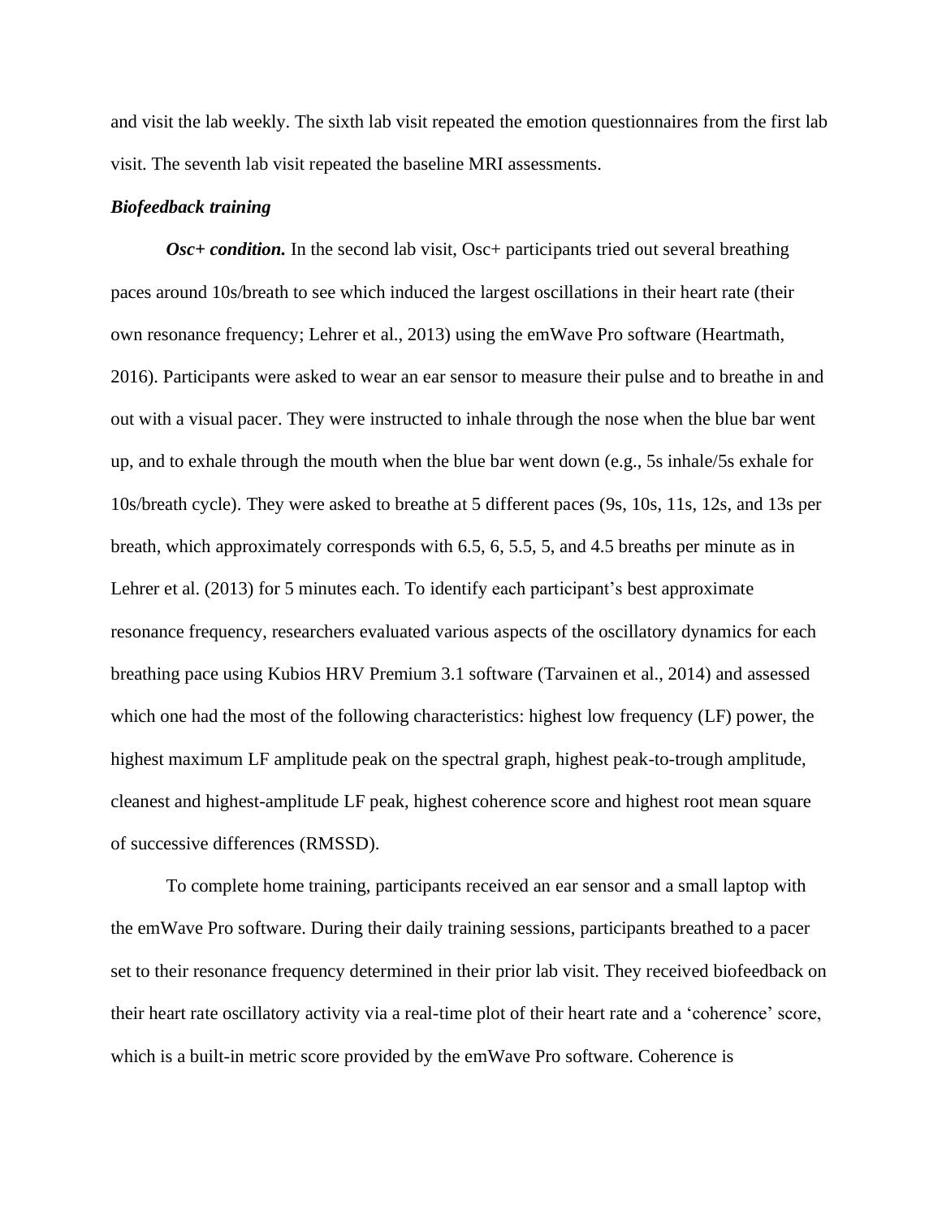and visit the lab weekly. The sixth lab visit repeated the emotion questionnaires from the first lab visit. The seventh lab visit repeated the baseline MRI assessments.

### *Biofeedback training*

***Osc+ condition.*** In the second lab visit, Osc+ participants tried out several breathing paces around 10s/breath to see which induced the largest oscillations in their heart rate (their own resonance frequency; Lehrer et al., 2013) using the emWave Pro software (Heartmath, 2016). Participants were asked to wear an ear sensor to measure their pulse and to breathe in and out with a visual pacer. They were instructed to inhale through the nose when the blue bar went up, and to exhale through the mouth when the blue bar went down (e.g., 5s inhale/5s exhale for 10s/breath cycle). They were asked to breathe at 5 different paces (9s, 10s, 11s, 12s, and 13s per breath, which approximately corresponds with 6.5, 6, 5.5, 5, and 4.5 breaths per minute as in Lehrer et al. (2013) for 5 minutes each. To identify each participant's best approximate resonance frequency, researchers evaluated various aspects of the oscillatory dynamics for each breathing pace using Kubios HRV Premium 3.1 software (Tarvainen et al., 2014) and assessed which one had the most of the following characteristics: highest low frequency (LF) power, the highest maximum LF amplitude peak on the spectral graph, highest peak-to-trough amplitude, cleanest and highest-amplitude LF peak, highest coherence score and highest root mean square of successive differences (RMSSD).

To complete home training, participants received an ear sensor and a small laptop with the emWave Pro software. During their daily training sessions, participants breathed to a pacer set to their resonance frequency determined in their prior lab visit. They received biofeedback on their heart rate oscillatory activity via a real-time plot of their heart rate and a 'coherence' score, which is a built-in metric score provided by the emWave Pro software. Coherence is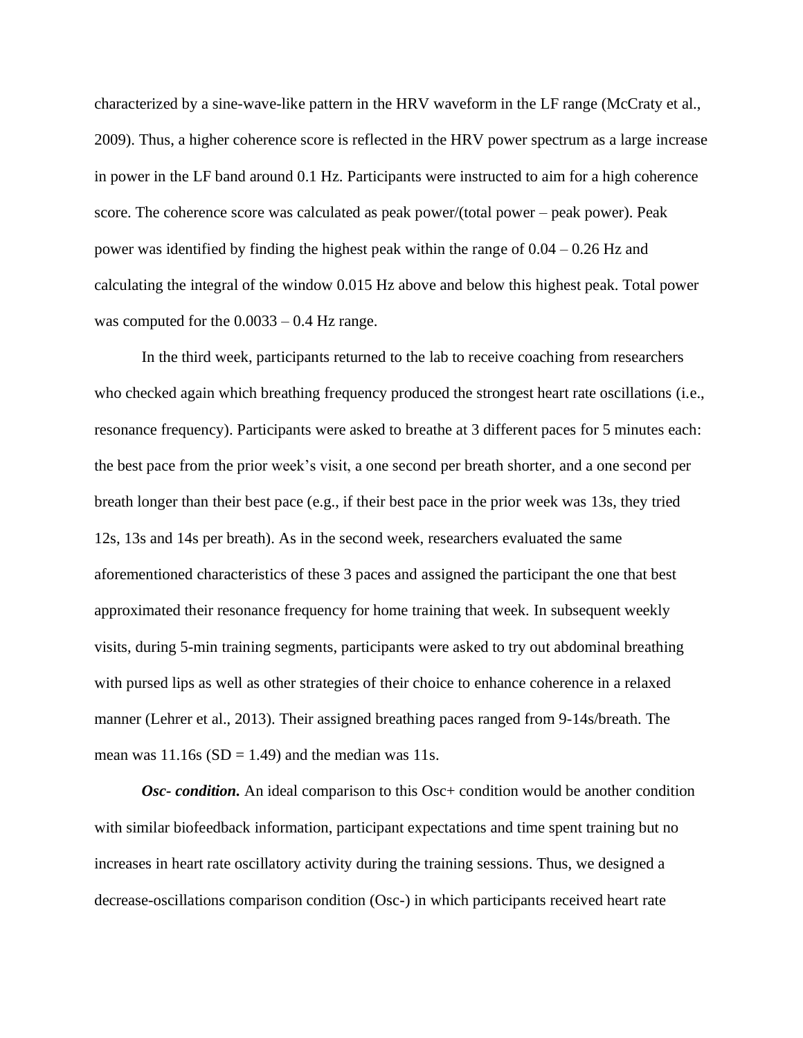characterized by a sine-wave-like pattern in the HRV waveform in the LF range (McCraty et al., 2009). Thus, a higher coherence score is reflected in the HRV power spectrum as a large increase in power in the LF band around 0.1 Hz. Participants were instructed to aim for a high coherence score. The coherence score was calculated as peak power/(total power – peak power). Peak power was identified by finding the highest peak within the range of 0.04 – 0.26 Hz and calculating the integral of the window 0.015 Hz above and below this highest peak. Total power was computed for the 0.0033 – 0.4 Hz range.

In the third week, participants returned to the lab to receive coaching from researchers who checked again which breathing frequency produced the strongest heart rate oscillations (i.e., resonance frequency). Participants were asked to breathe at 3 different paces for 5 minutes each: the best pace from the prior week's visit, a one second per breath shorter, and a one second per breath longer than their best pace (e.g., if their best pace in the prior week was 13s, they tried 12s, 13s and 14s per breath). As in the second week, researchers evaluated the same aforementioned characteristics of these 3 paces and assigned the participant the one that best approximated their resonance frequency for home training that week. In subsequent weekly visits, during 5-min training segments, participants were asked to try out abdominal breathing with pursed lips as well as other strategies of their choice to enhance coherence in a relaxed manner (Lehrer et al., 2013). Their assigned breathing paces ranged from 9-14s/breath. The mean was 11.16s ($SD = 1.49$) and the median was 11s.

***Osc- condition.*** An ideal comparison to this Osc+ condition would be another condition with similar biofeedback information, participant expectations and time spent training but no increases in heart rate oscillatory activity during the training sessions. Thus, we designed a decrease-oscillations comparison condition (Osc-) in which participants received heart rate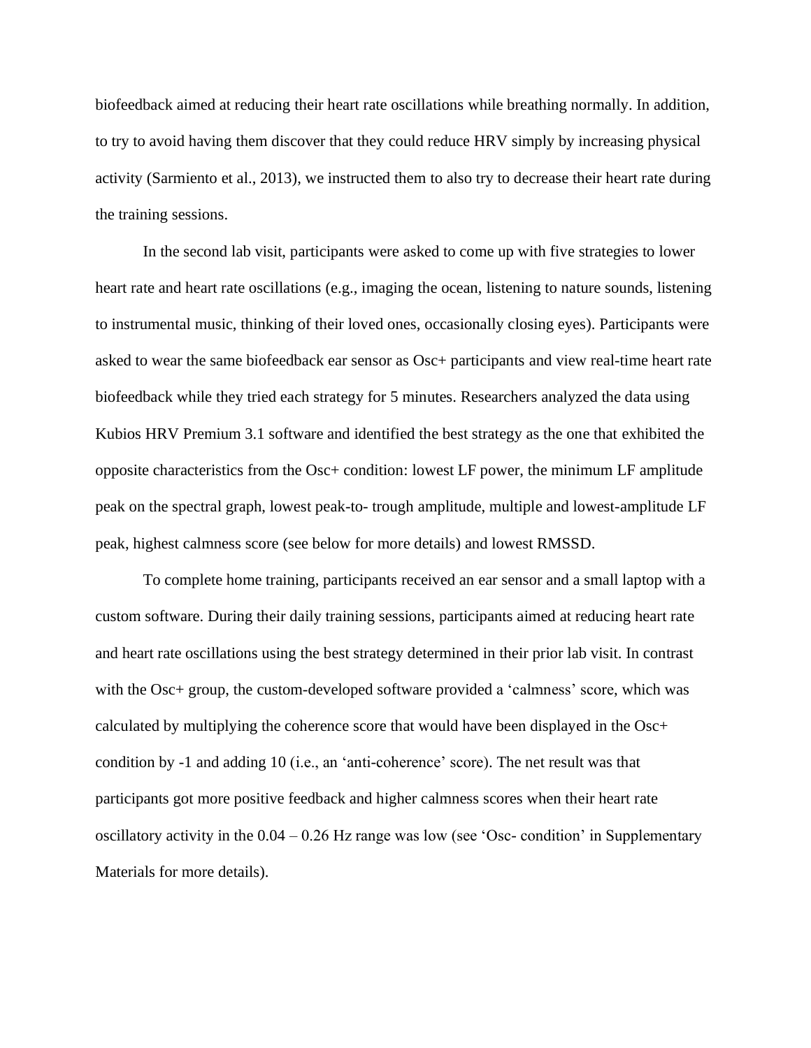biofeedback aimed at reducing their heart rate oscillations while breathing normally. In addition, to try to avoid having them discover that they could reduce HRV simply by increasing physical activity (Sarmiento et al., 2013), we instructed them to also try to decrease their heart rate during the training sessions.

In the second lab visit, participants were asked to come up with five strategies to lower heart rate and heart rate oscillations (e.g., imaging the ocean, listening to nature sounds, listening to instrumental music, thinking of their loved ones, occasionally closing eyes). Participants were asked to wear the same biofeedback ear sensor as Osc+ participants and view real-time heart rate biofeedback while they tried each strategy for 5 minutes. Researchers analyzed the data using Kubios HRV Premium 3.1 software and identified the best strategy as the one that exhibited the opposite characteristics from the Osc+ condition: lowest LF power, the minimum LF amplitude peak on the spectral graph, lowest peak-to- trough amplitude, multiple and lowest-amplitude LF peak, highest calmness score (see below for more details) and lowest RMSSD.

To complete home training, participants received an ear sensor and a small laptop with a custom software. During their daily training sessions, participants aimed at reducing heart rate and heart rate oscillations using the best strategy determined in their prior lab visit. In contrast with the Osc+ group, the custom-developed software provided a 'calmness' score, which was calculated by multiplying the coherence score that would have been displayed in the Osc+ condition by -1 and adding 10 (i.e., an 'anti-coherence' score). The net result was that participants got more positive feedback and higher calmness scores when their heart rate oscillatory activity in the 0.04 – 0.26 Hz range was low (see 'Osc- condition' in Supplementary Materials for more details).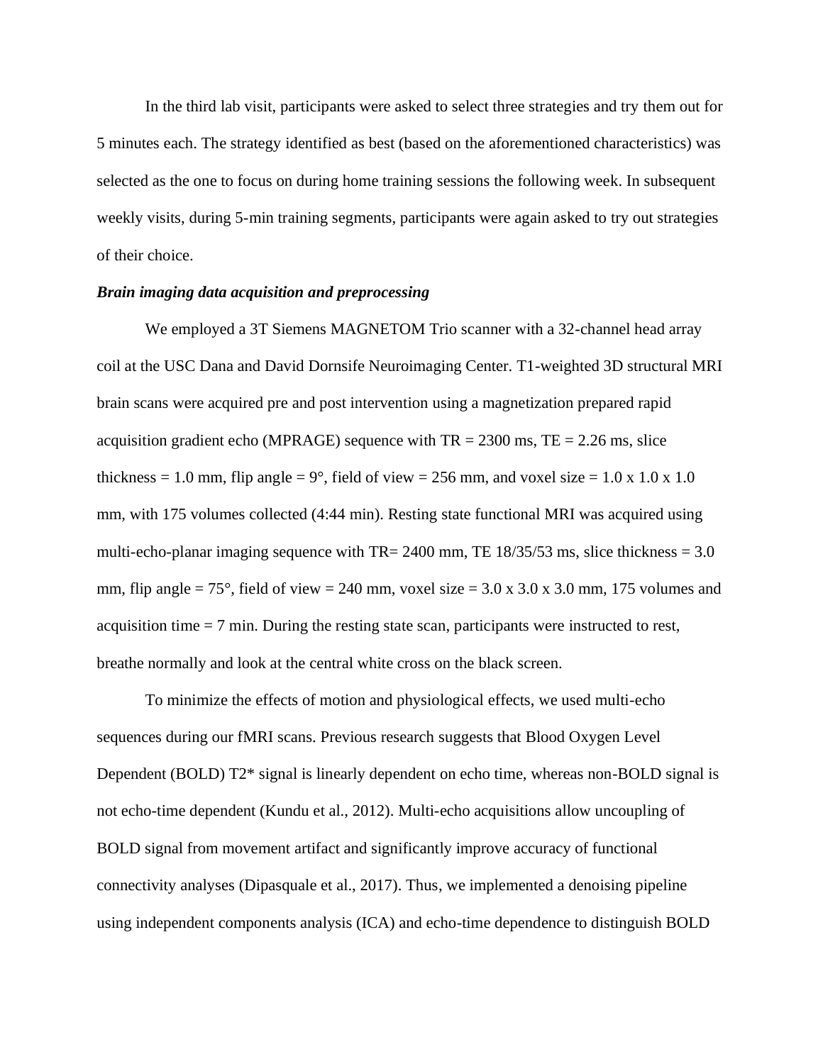In the third lab visit, participants were asked to select three strategies and try them out for 5 minutes each. The strategy identified as best (based on the aforementioned characteristics) was selected as the one to focus on during home training sessions the following week. In subsequent weekly visits, during 5-min training segments, participants were again asked to try out strategies of their choice.

***Brain imaging data acquisition and preprocessing***

We employed a 3T Siemens MAGNETOM Trio scanner with a 32-channel head array coil at the USC Dana and David Dornsife Neuroimaging Center. T1-weighted 3D structural MRI brain scans were acquired pre and post intervention using a magnetization prepared rapid acquisition gradient echo (MPRAGE) sequence with TR = 2300 ms, TE = 2.26 ms, slice thickness = 1.0 mm, flip angle = 9°, field of view = 256 mm, and voxel size = 1.0 x 1.0 x 1.0 mm, with 175 volumes collected (4:44 min). Resting state functional MRI was acquired using multi-echo-planar imaging sequence with TR= 2400 mm, TE 18/35/53 ms, slice thickness = 3.0 mm, flip angle = 75°, field of view = 240 mm, voxel size = 3.0 x 3.0 x 3.0 mm, 175 volumes and acquisition time = 7 min. During the resting state scan, participants were instructed to rest, breathe normally and look at the central white cross on the black screen.

To minimize the effects of motion and physiological effects, we used multi-echo sequences during our fMRI scans. Previous research suggests that Blood Oxygen Level Dependent (BOLD) T2* signal is linearly dependent on echo time, whereas non-BOLD signal is not echo-time dependent (Kundu et al., 2012). Multi-echo acquisitions allow uncoupling of BOLD signal from movement artifact and significantly improve accuracy of functional connectivity analyses (Dipasquale et al., 2017). Thus, we implemented a denoising pipeline using independent components analysis (ICA) and echo-time dependence to distinguish BOLD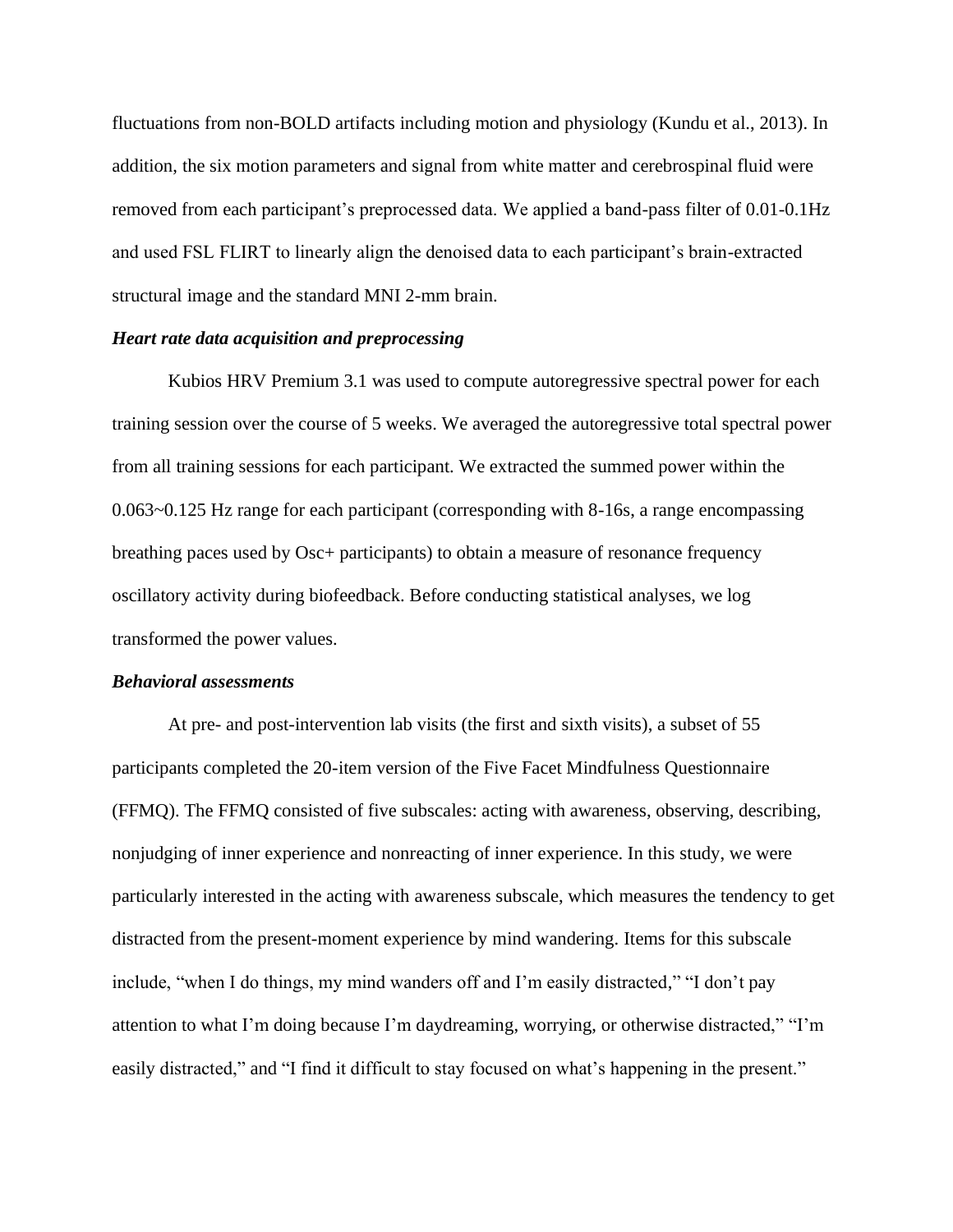fluctuations from non-BOLD artifacts including motion and physiology (Kundu et al., 2013). In addition, the six motion parameters and signal from white matter and cerebrospinal fluid were removed from each participant's preprocessed data. We applied a band-pass filter of 0.01-0.1Hz and used FSL FLIRT to linearly align the denoised data to each participant's brain-extracted structural image and the standard MNI 2-mm brain.

### *Heart rate data acquisition and preprocessing*

Kubios HRV Premium 3.1 was used to compute autoregressive spectral power for each training session over the course of 5 weeks. We averaged the autoregressive total spectral power from all training sessions for each participant. We extracted the summed power within the 0.063~0.125 Hz range for each participant (corresponding with 8-16s, a range encompassing breathing paces used by Osc+ participants) to obtain a measure of resonance frequency oscillatory activity during biofeedback. Before conducting statistical analyses, we log transformed the power values.

### *Behavioral assessments*

At pre- and post-intervention lab visits (the first and sixth visits), a subset of 55 participants completed the 20-item version of the Five Facet Mindfulness Questionnaire (FFMQ). The FFMQ consisted of five subscales: acting with awareness, observing, describing, nonjudging of inner experience and nonreacting of inner experience. In this study, we were particularly interested in the acting with awareness subscale, which measures the tendency to get distracted from the present-moment experience by mind wandering. Items for this subscale include, "when I do things, my mind wanders off and I'm easily distracted," "I don't pay attention to what I'm doing because I'm daydreaming, worrying, or otherwise distracted," "I'm easily distracted," and "I find it difficult to stay focused on what's happening in the present."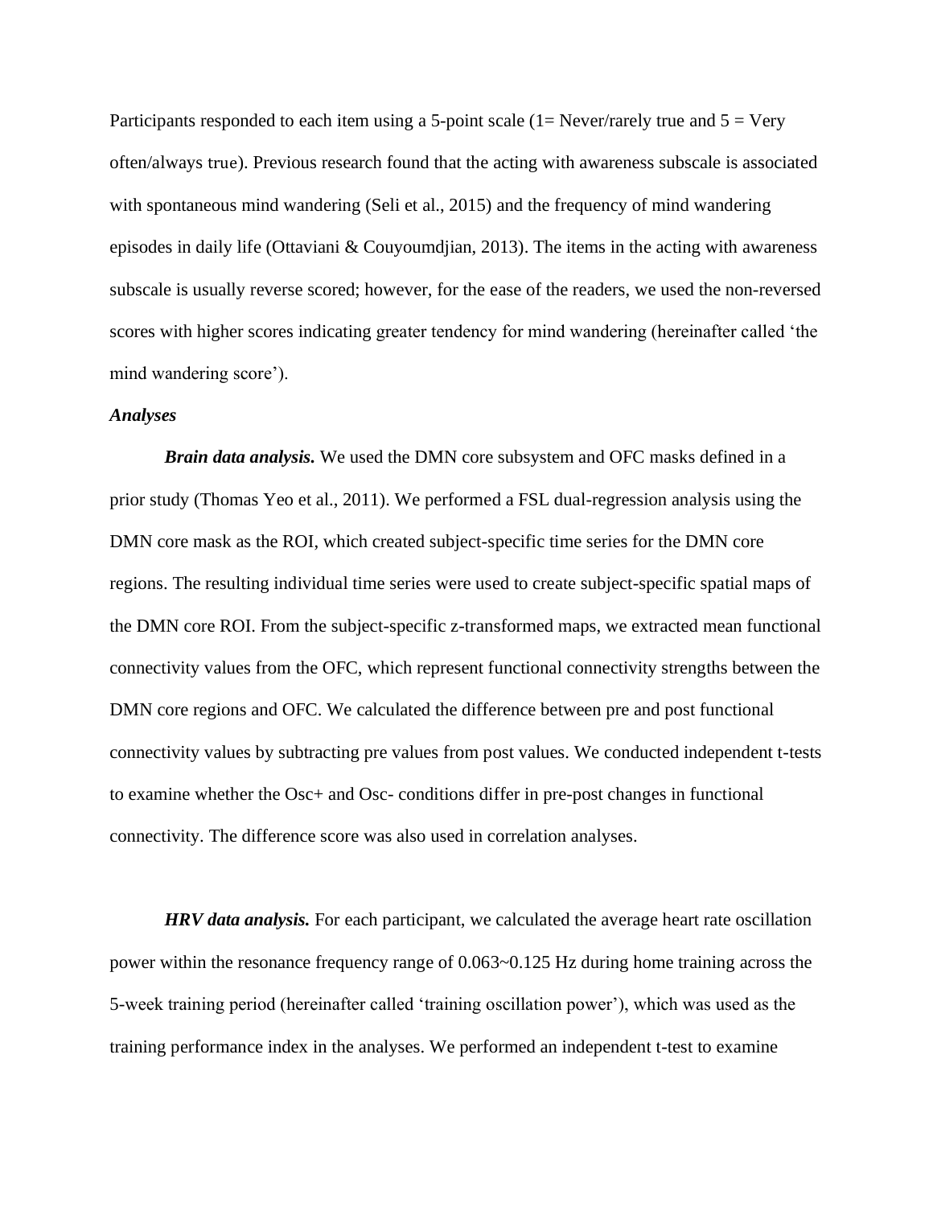Participants responded to each item using a 5-point scale (1= Never/rarely true and 5 = Very often/always true). Previous research found that the acting with awareness subscale is associated with spontaneous mind wandering (Seli et al., 2015) and the frequency of mind wandering episodes in daily life (Ottaviani & Couyoumdjian, 2013). The items in the acting with awareness subscale is usually reverse scored; however, for the ease of the readers, we used the non-reversed scores with higher scores indicating greater tendency for mind wandering (hereinafter called 'the mind wandering score').

### *Analyses*

***Brain data analysis.*** We used the DMN core subsystem and OFC masks defined in a prior study (Thomas Yeo et al., 2011). We performed a FSL dual-regression analysis using the DMN core mask as the ROI, which created subject-specific time series for the DMN core regions. The resulting individual time series were used to create subject-specific spatial maps of the DMN core ROI. From the subject-specific z-transformed maps, we extracted mean functional connectivity values from the OFC, which represent functional connectivity strengths between the DMN core regions and OFC. We calculated the difference between pre and post functional connectivity values by subtracting pre values from post values. We conducted independent t-tests to examine whether the Osc+ and Osc- conditions differ in pre-post changes in functional connectivity. The difference score was also used in correlation analyses.

***HRV data analysis.*** For each participant, we calculated the average heart rate oscillation power within the resonance frequency range of 0.063~0.125 Hz during home training across the 5-week training period (hereinafter called 'training oscillation power'), which was used as the training performance index in the analyses. We performed an independent t-test to examine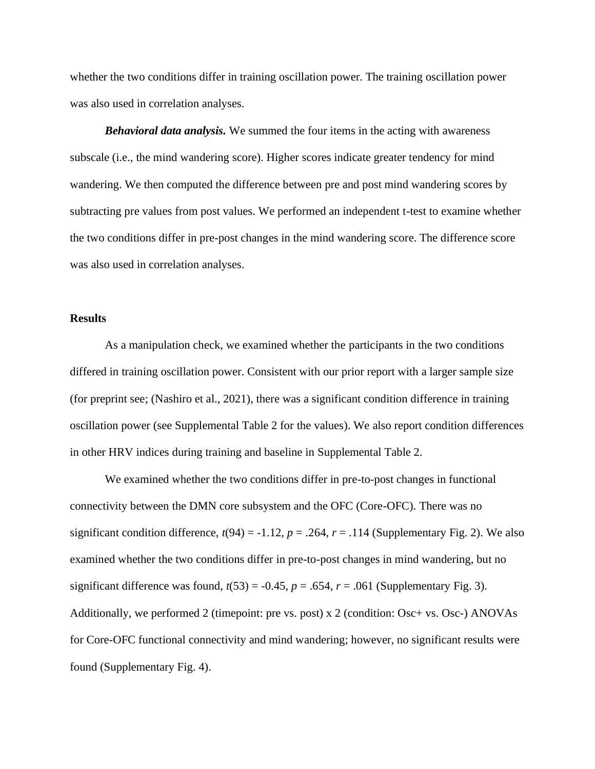whether the two conditions differ in training oscillation power. The training oscillation power was also used in correlation analyses.

***Behavioral data analysis.*** We summed the four items in the acting with awareness subscale (i.e., the mind wandering score). Higher scores indicate greater tendency for mind wandering. We then computed the difference between pre and post mind wandering scores by subtracting pre values from post values. We performed an independent t-test to examine whether the two conditions differ in pre-post changes in the mind wandering score. The difference score was also used in correlation analyses.

**Results**

As a manipulation check, we examined whether the participants in the two conditions differed in training oscillation power. Consistent with our prior report with a larger sample size (for preprint see; (Nashiro et al., 2021), there was a significant condition difference in training oscillation power (see Supplemental Table 2 for the values). We also report condition differences in other HRV indices during training and baseline in Supplemental Table 2.

We examined whether the two conditions differ in pre-to-post changes in functional connectivity between the DMN core subsystem and the OFC (Core-OFC). There was no significant condition difference, $t(94) = -1.12$, $p = .264$, $r = .114$ (Supplementary Fig. 2). We also examined whether the two conditions differ in pre-to-post changes in mind wandering, but no significant difference was found, $t(53) = -0.45$, $p = .654$, $r = .061$ (Supplementary Fig. 3). Additionally, we performed 2 (timepoint: pre vs. post) x 2 (condition: Osc+ vs. Osc-) ANOVAs for Core-OFC functional connectivity and mind wandering; however, no significant results were found (Supplementary Fig. 4).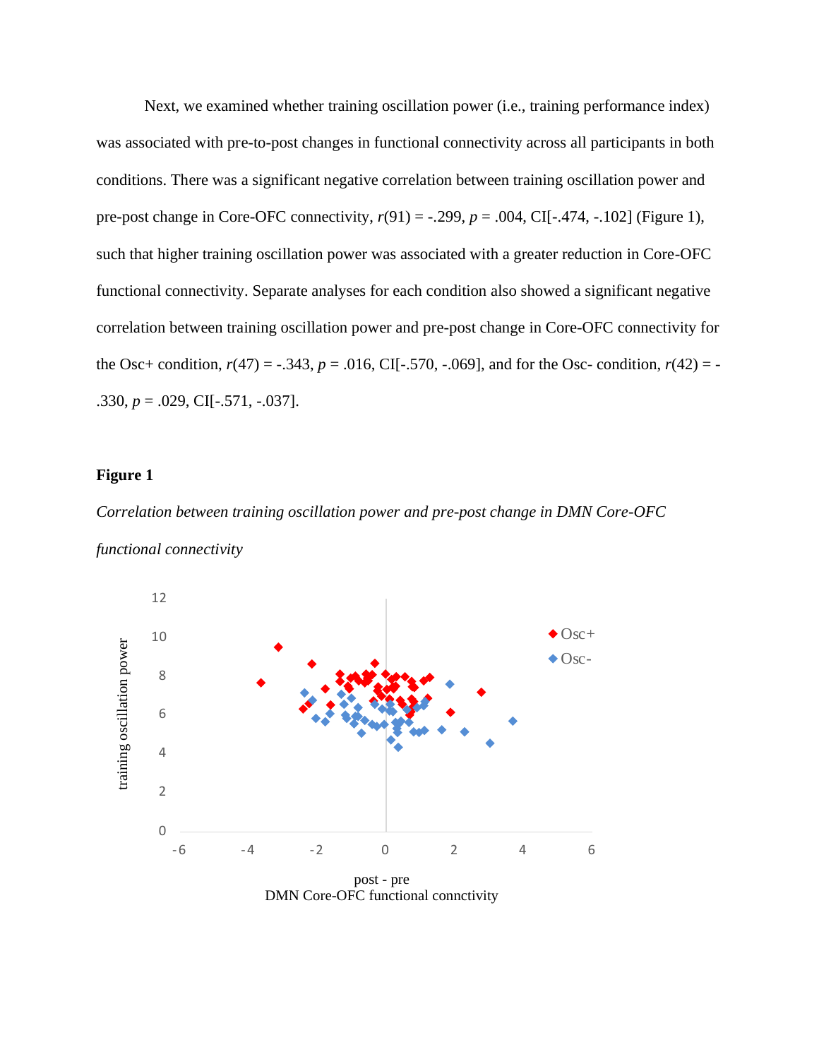Next, we examined whether training oscillation power (i.e., training performance index) was associated with pre-to-post changes in functional connectivity across all participants in both conditions. There was a significant negative correlation between training oscillation power and pre-post change in Core-OFC connectivity, $r(91) = -.299$, $p = .004$, CI[-.474, -.102] (Figure 1), such that higher training oscillation power was associated with a greater reduction in Core-OFC functional connectivity. Separate analyses for each condition also showed a significant negative correlation between training oscillation power and pre-post change in Core-OFC connectivity for the Osc+ condition, $r(47) = -.343$, $p = .016$, CI[-.570, -.069], and for the Osc- condition, $r(42) = -.330$, $p = .029$, CI[-.571, -.037].

**Figure 1**

*Correlation between training oscillation power and pre-post change in DMN Core-OFC functional connectivity*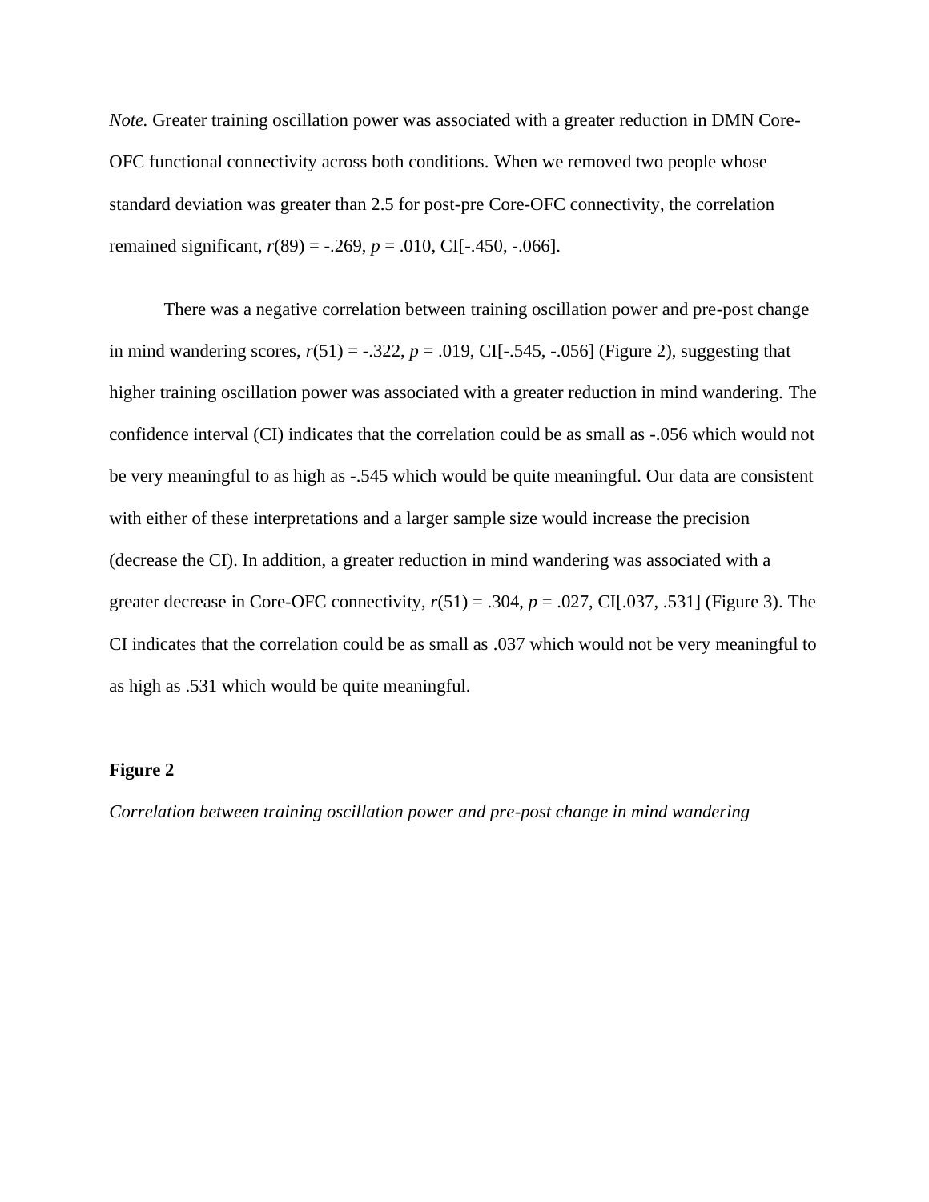*Note.* Greater training oscillation power was associated with a greater reduction in DMN Core-OFC functional connectivity across both conditions. When we removed two people whose standard deviation was greater than 2.5 for post-pre Core-OFC connectivity, the correlation remained significant, $r(89) = -.269$, $p = .010$, CI[-.450, -.066].

There was a negative correlation between training oscillation power and pre-post change in mind wandering scores, $r(51) = -.322$, $p = .019$, CI[-.545, -.056] (Figure 2), suggesting that higher training oscillation power was associated with a greater reduction in mind wandering. The confidence interval (CI) indicates that the correlation could be as small as -.056 which would not be very meaningful to as high as -.545 which would be quite meaningful. Our data are consistent with either of these interpretations and a larger sample size would increase the precision (decrease the CI). In addition, a greater reduction in mind wandering was associated with a greater decrease in Core-OFC connectivity, $r(51) = .304$, $p = .027$, CI[.037, .531] (Figure 3). The CI indicates that the correlation could be as small as .037 which would not be very meaningful to as high as .531 which would be quite meaningful.

**Figure 2**

*Correlation between training oscillation power and pre-post change in mind wandering*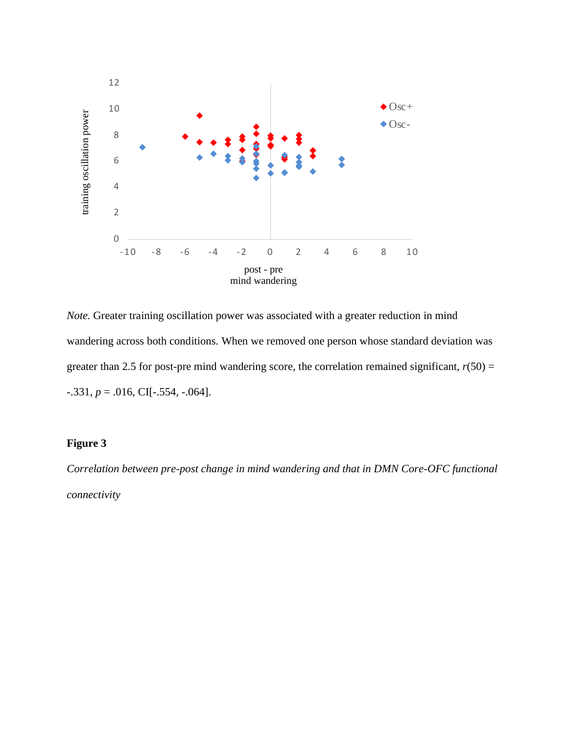*Note.* Greater training oscillation power was associated with a greater reduction in mind wandering across both conditions. When we removed one person whose standard deviation was greater than 2.5 for post-pre mind wandering score, the correlation remained significant, $r(50) = -.331$, $p = .016$, CI[-.554, -.064].

**Figure 3**

*Correlation between pre-post change in mind wandering and that in DMN Core-OFC functional connectivity*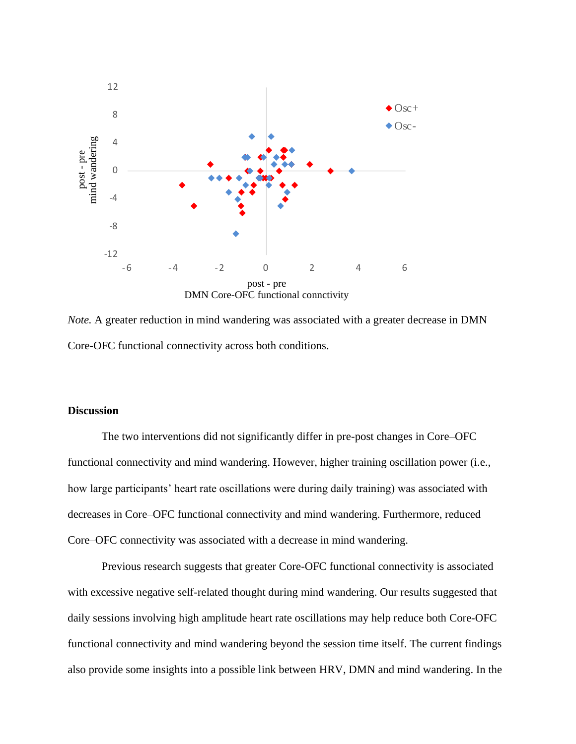*Note.* A greater reduction in mind wandering was associated with a greater decrease in DMN Core-OFC functional connectivity across both conditions.

## Discussion

The two interventions did not significantly differ in pre-post changes in Core–OFC functional connectivity and mind wandering. However, higher training oscillation power (i.e., how large participants' heart rate oscillations were during daily training) was associated with decreases in Core–OFC functional connectivity and mind wandering. Furthermore, reduced Core–OFC connectivity was associated with a decrease in mind wandering.

Previous research suggests that greater Core-OFC functional connectivity is associated with excessive negative self-related thought during mind wandering. Our results suggested that daily sessions involving high amplitude heart rate oscillations may help reduce both Core-OFC functional connectivity and mind wandering beyond the session time itself. The current findings also provide some insights into a possible link between HRV, DMN and mind wandering. In the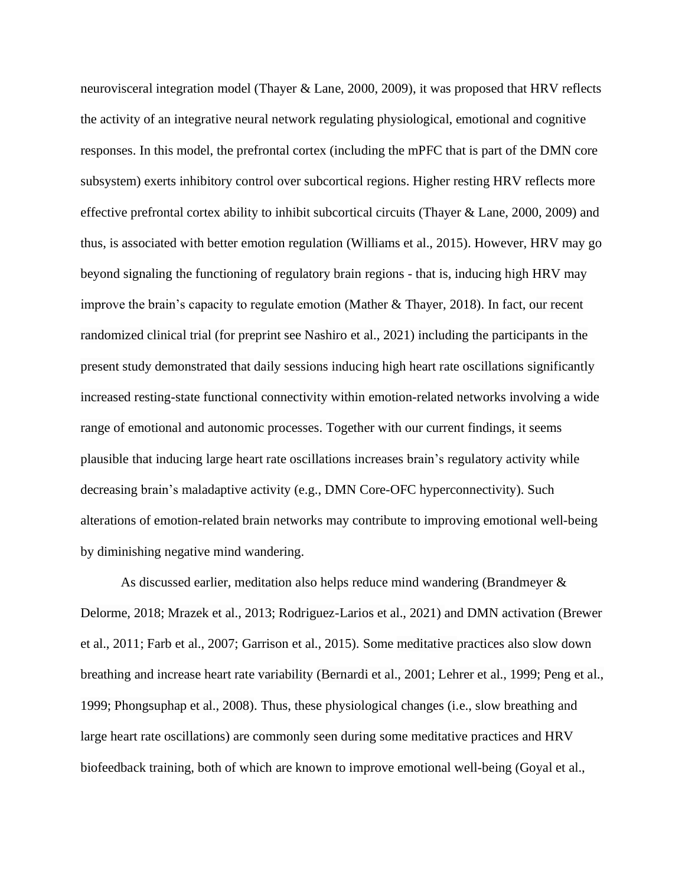neurovisceral integration model (Thayer & Lane, 2000, 2009), it was proposed that HRV reflects the activity of an integrative neural network regulating physiological, emotional and cognitive responses. In this model, the prefrontal cortex (including the mPFC that is part of the DMN core subsystem) exerts inhibitory control over subcortical regions. Higher resting HRV reflects more effective prefrontal cortex ability to inhibit subcortical circuits (Thayer & Lane, 2000, 2009) and thus, is associated with better emotion regulation (Williams et al., 2015). However, HRV may go beyond signaling the functioning of regulatory brain regions - that is, inducing high HRV may improve the brain's capacity to regulate emotion (Mather & Thayer, 2018). In fact, our recent randomized clinical trial (for preprint see Nashiro et al., 2021) including the participants in the present study demonstrated that daily sessions inducing high heart rate oscillations significantly increased resting-state functional connectivity within emotion-related networks involving a wide range of emotional and autonomic processes. Together with our current findings, it seems plausible that inducing large heart rate oscillations increases brain's regulatory activity while decreasing brain's maladaptive activity (e.g., DMN Core-OFC hyperconnectivity). Such alterations of emotion-related brain networks may contribute to improving emotional well-being by diminishing negative mind wandering.

As discussed earlier, meditation also helps reduce mind wandering (Brandmeyer & Delorme, 2018; Mrazek et al., 2013; Rodriguez-Larios et al., 2021) and DMN activation (Brewer et al., 2011; Farb et al., 2007; Garrison et al., 2015). Some meditative practices also slow down breathing and increase heart rate variability (Bernardi et al., 2001; Lehrer et al., 1999; Peng et al., 1999; Phongsuphap et al., 2008). Thus, these physiological changes (i.e., slow breathing and large heart rate oscillations) are commonly seen during some meditative practices and HRV biofeedback training, both of which are known to improve emotional well-being (Goyal et al.,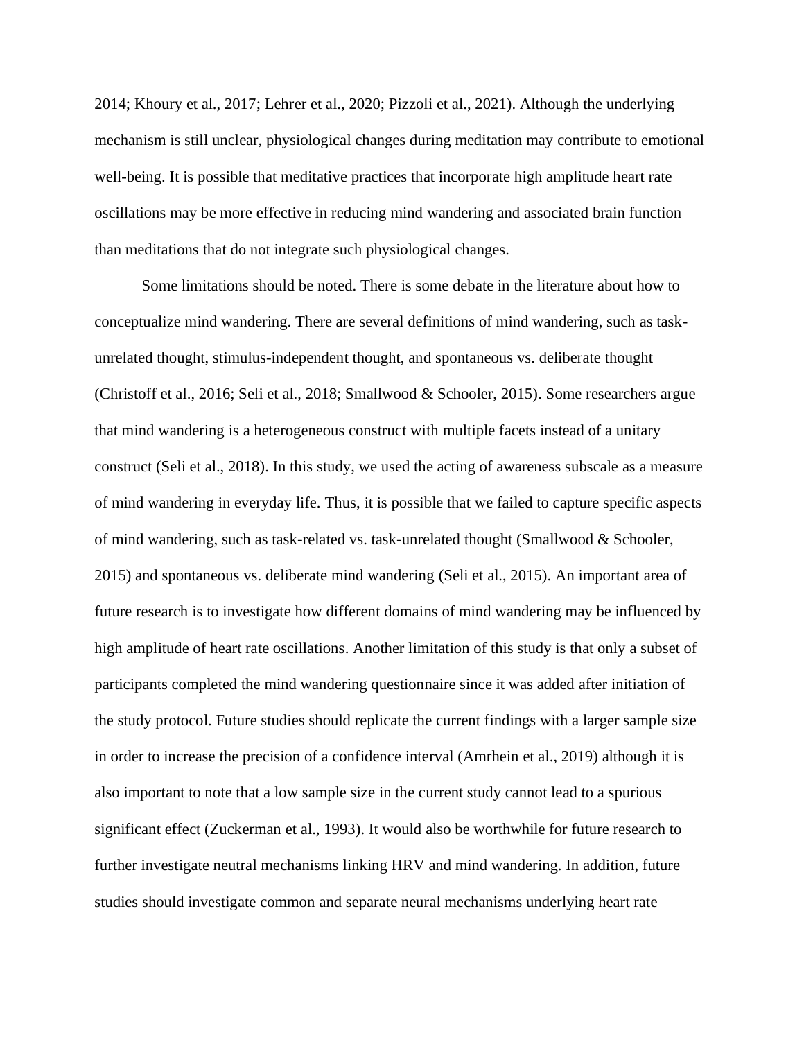2014; Khoury et al., 2017; Lehrer et al., 2020; Pizzoli et al., 2021). Although the underlying mechanism is still unclear, physiological changes during meditation may contribute to emotional well-being. It is possible that meditative practices that incorporate high amplitude heart rate oscillations may be more effective in reducing mind wandering and associated brain function than meditations that do not integrate such physiological changes.

Some limitations should be noted. There is some debate in the literature about how to conceptualize mind wandering. There are several definitions of mind wandering, such as task-unrelated thought, stimulus-independent thought, and spontaneous vs. deliberate thought (Christoff et al., 2016; Seli et al., 2018; Smallwood & Schooler, 2015). Some researchers argue that mind wandering is a heterogeneous construct with multiple facets instead of a unitary construct (Seli et al., 2018). In this study, we used the acting of awareness subscale as a measure of mind wandering in everyday life. Thus, it is possible that we failed to capture specific aspects of mind wandering, such as task-related vs. task-unrelated thought (Smallwood & Schooler, 2015) and spontaneous vs. deliberate mind wandering (Seli et al., 2015). An important area of future research is to investigate how different domains of mind wandering may be influenced by high amplitude of heart rate oscillations. Another limitation of this study is that only a subset of participants completed the mind wandering questionnaire since it was added after initiation of the study protocol. Future studies should replicate the current findings with a larger sample size in order to increase the precision of a confidence interval (Amrhein et al., 2019) although it is also important to note that a low sample size in the current study cannot lead to a spurious significant effect (Zuckerman et al., 1993). It would also be worthwhile for future research to further investigate neutral mechanisms linking HRV and mind wandering. In addition, future studies should investigate common and separate neural mechanisms underlying heart rate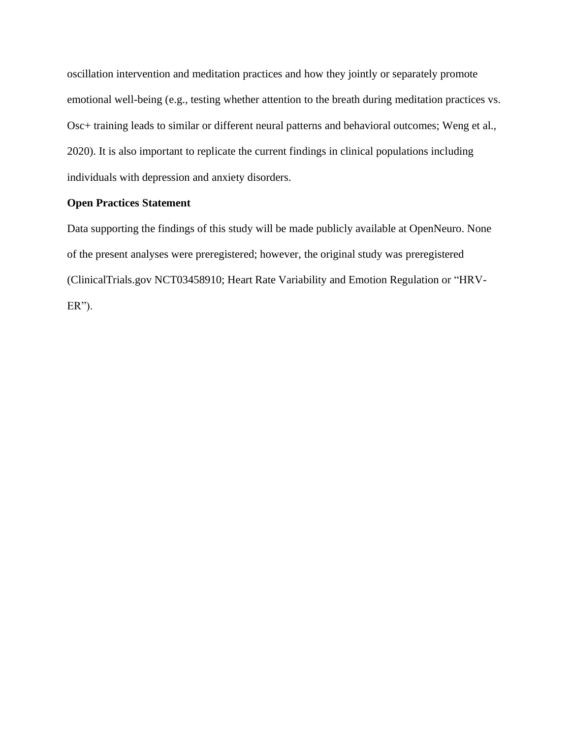oscillation intervention and meditation practices and how they jointly or separately promote emotional well-being (e.g., testing whether attention to the breath during meditation practices vs. Osc+ training leads to similar or different neural patterns and behavioral outcomes; Weng et al., 2020). It is also important to replicate the current findings in clinical populations including individuals with depression and anxiety disorders.

**Open Practices Statement**

Data supporting the findings of this study will be made publicly available at OpenNeuro. None of the present analyses were preregistered; however, the original study was preregistered (ClinicalTrials.gov NCT03458910; Heart Rate Variability and Emotion Regulation or "HRV-ER").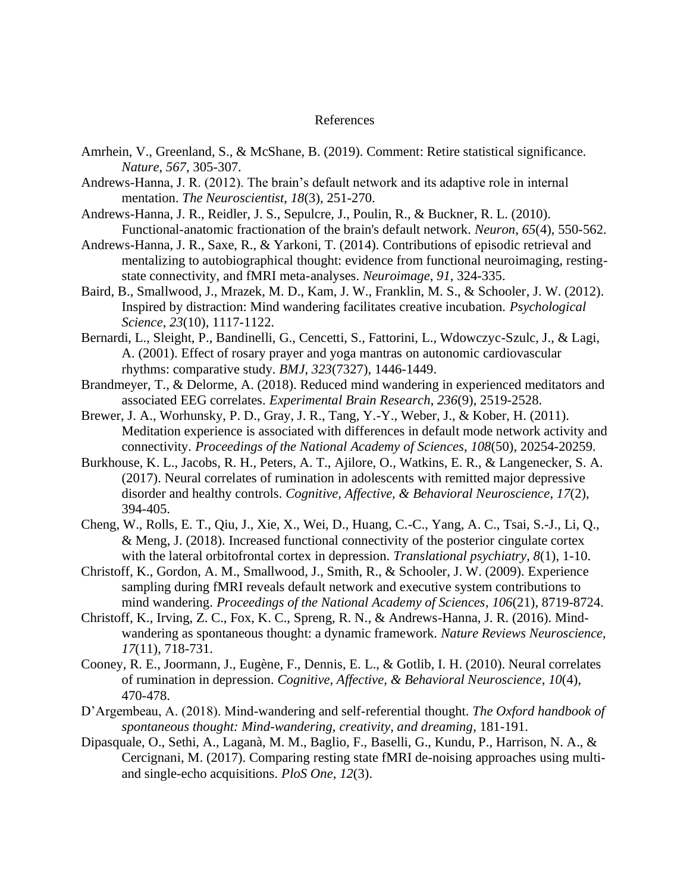# References

Amrhein, V., Greenland, S., & McShane, B. (2019). Comment: Retire statistical significance. *Nature*, *567*, 305-307.

Andrews-Hanna, J. R. (2012). The brain's default network and its adaptive role in internal mentation. *The Neuroscientist*, *18*(3), 251-270.

Andrews-Hanna, J. R., Reidler, J. S., Sepulcre, J., Poulin, R., & Buckner, R. L. (2010). Functional-anatomic fractionation of the brain's default network. *Neuron*, *65*(4), 550-562.

Andrews-Hanna, J. R., Saxe, R., & Yarkoni, T. (2014). Contributions of episodic retrieval and mentalizing to autobiographical thought: evidence from functional neuroimaging, resting-state connectivity, and fMRI meta-analyses. *Neuroimage*, *91*, 324-335.

Baird, B., Smallwood, J., Mrazek, M. D., Kam, J. W., Franklin, M. S., & Schooler, J. W. (2012). Inspired by distraction: Mind wandering facilitates creative incubation. *Psychological Science*, *23*(10), 1117-1122.

Bernardi, L., Sleight, P., Bandinelli, G., Cencetti, S., Fattorini, L., Wdowczyc-Szulc, J., & Lagi, A. (2001). Effect of rosary prayer and yoga mantras on autonomic cardiovascular rhythms: comparative study. *BMJ*, *323*(7327), 1446-1449.

Brandmeyer, T., & Delorme, A. (2018). Reduced mind wandering in experienced meditators and associated EEG correlates. *Experimental Brain Research*, *236*(9), 2519-2528.

Brewer, J. A., Worhunsky, P. D., Gray, J. R., Tang, Y.-Y., Weber, J., & Kober, H. (2011). Meditation experience is associated with differences in default mode network activity and connectivity. *Proceedings of the National Academy of Sciences*, *108*(50), 20254-20259.

Burkhouse, K. L., Jacobs, R. H., Peters, A. T., Ajilore, O., Watkins, E. R., & Langenecker, S. A. (2017). Neural correlates of rumination in adolescents with remitted major depressive disorder and healthy controls. *Cognitive, Affective, & Behavioral Neuroscience*, *17*(2), 394-405.

Cheng, W., Rolls, E. T., Qiu, J., Xie, X., Wei, D., Huang, C.-C., Yang, A. C., Tsai, S.-J., Li, Q., & Meng, J. (2018). Increased functional connectivity of the posterior cingulate cortex with the lateral orbitofrontal cortex in depression. *Translational psychiatry*, *8*(1), 1-10.

Christoff, K., Gordon, A. M., Smallwood, J., Smith, R., & Schooler, J. W. (2009). Experience sampling during fMRI reveals default network and executive system contributions to mind wandering. *Proceedings of the National Academy of Sciences*, *106*(21), 8719-8724.

Christoff, K., Irving, Z. C., Fox, K. C., Spreng, R. N., & Andrews-Hanna, J. R. (2016). Mind-wandering as spontaneous thought: a dynamic framework. *Nature Reviews Neuroscience*, *17*(11), 718-731.

Cooney, R. E., Joormann, J., Eugène, F., Dennis, E. L., & Gotlib, I. H. (2010). Neural correlates of rumination in depression. *Cognitive, Affective, & Behavioral Neuroscience*, *10*(4), 470-478.

D'Argembeau, A. (2018). Mind-wandering and self-referential thought. *The Oxford handbook of spontaneous thought: Mind-wandering, creativity, and dreaming*, 181-191.

Dipasquale, O., Sethi, A., Laganà, M. M., Baglio, F., Baselli, G., Kundu, P., Harrison, N. A., & Cercignani, M. (2017). Comparing resting state fMRI de-noising approaches using multi- and single-echo acquisitions. *PloS One*, *12*(3).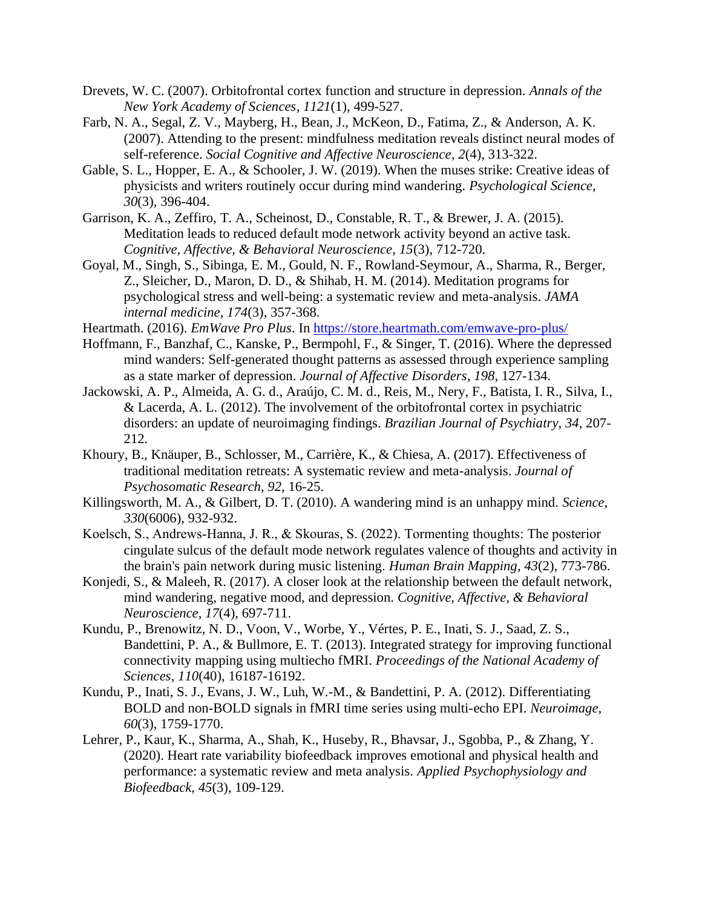Drevets, W. C. (2007). Orbitofrontal cortex function and structure in depression. *Annals of the New York Academy of Sciences*, *1121*(1), 499-527.

Farb, N. A., Segal, Z. V., Mayberg, H., Bean, J., McKeon, D., Fatima, Z., & Anderson, A. K. (2007). Attending to the present: mindfulness meditation reveals distinct neural modes of self-reference. *Social Cognitive and Affective Neuroscience*, *2*(4), 313-322.

Gable, S. L., Hopper, E. A., & Schooler, J. W. (2019). When the muses strike: Creative ideas of physicists and writers routinely occur during mind wandering. *Psychological Science*, *30*(3), 396-404.

Garrison, K. A., Zeffiro, T. A., Scheinost, D., Constable, R. T., & Brewer, J. A. (2015). Meditation leads to reduced default mode network activity beyond an active task. *Cognitive, Affective, & Behavioral Neuroscience*, *15*(3), 712-720.

Goyal, M., Singh, S., Sibinga, E. M., Gould, N. F., Rowland-Seymour, A., Sharma, R., Berger, Z., Sleicher, D., Maron, D. D., & Shihab, H. M. (2014). Meditation programs for psychological stress and well-being: a systematic review and meta-analysis. *JAMA internal medicine*, *174*(3), 357-368.

Heartmath. (2016). *EmWave Pro Plus*. In https://store.heartmath.com/emwave-pro-plus/

Hoffmann, F., Banzhaf, C., Kanske, P., Bermpohl, F., & Singer, T. (2016). Where the depressed mind wanders: Self-generated thought patterns as assessed through experience sampling as a state marker of depression. *Journal of Affective Disorders*, *198*, 127-134.

Jackowski, A. P., Almeida, A. G. d., Araújo, C. M. d., Reis, M., Nery, F., Batista, I. R., Silva, I., & Lacerda, A. L. (2012). The involvement of the orbitofrontal cortex in psychiatric disorders: an update of neuroimaging findings. *Brazilian Journal of Psychiatry*, *34*, 207-212.

Khoury, B., Knäuper, B., Schlosser, M., Carrière, K., & Chiesa, A. (2017). Effectiveness of traditional meditation retreats: A systematic review and meta-analysis. *Journal of Psychosomatic Research*, *92*, 16-25.

Killingsworth, M. A., & Gilbert, D. T. (2010). A wandering mind is an unhappy mind. *Science*, *330*(6006), 932-932.

Koelsch, S., Andrews-Hanna, J. R., & Skouras, S. (2022). Tormenting thoughts: The posterior cingulate sulcus of the default mode network regulates valence of thoughts and activity in the brain's pain network during music listening. *Human Brain Mapping*, *43*(2), 773-786.

Konjedi, S., & Maleeh, R. (2017). A closer look at the relationship between the default network, mind wandering, negative mood, and depression. *Cognitive, Affective, & Behavioral Neuroscience*, *17*(4), 697-711.

Kundu, P., Brenowitz, N. D., Voon, V., Worbe, Y., Vértes, P. E., Inati, S. J., Saad, Z. S., Bandettini, P. A., & Bullmore, E. T. (2013). Integrated strategy for improving functional connectivity mapping using multiecho fMRI. *Proceedings of the National Academy of Sciences*, *110*(40), 16187-16192.

Kundu, P., Inati, S. J., Evans, J. W., Luh, W.-M., & Bandettini, P. A. (2012). Differentiating BOLD and non-BOLD signals in fMRI time series using multi-echo EPI. *Neuroimage*, *60*(3), 1759-1770.

Lehrer, P., Kaur, K., Sharma, A., Shah, K., Huseby, R., Bhavsar, J., Sgobba, P., & Zhang, Y. (2020). Heart rate variability biofeedback improves emotional and physical health and performance: a systematic review and meta analysis. *Applied Psychophysiology and Biofeedback*, *45*(3), 109-129.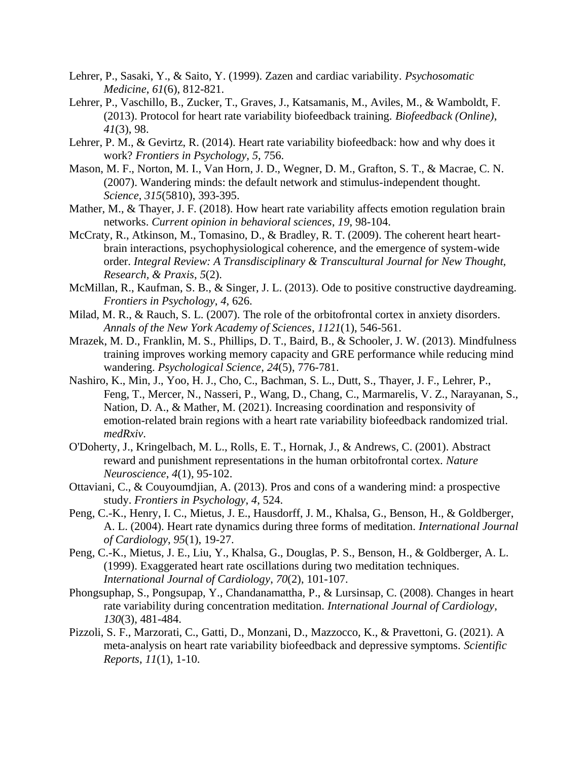Lehrer, P., Sasaki, Y., & Saito, Y. (1999). Zazen and cardiac variability. *Psychosomatic Medicine*, *61*(6), 812-821.

Lehrer, P., Vaschillo, B., Zucker, T., Graves, J., Katsamanis, M., Aviles, M., & Wamboldt, F. (2013). Protocol for heart rate variability biofeedback training. *Biofeedback (Online)*, *41*(3), 98.

Lehrer, P. M., & Gevirtz, R. (2014). Heart rate variability biofeedback: how and why does it work? *Frontiers in Psychology*, *5*, 756.

Mason, M. F., Norton, M. I., Van Horn, J. D., Wegner, D. M., Grafton, S. T., & Macrae, C. N. (2007). Wandering minds: the default network and stimulus-independent thought. *Science*, *315*(5810), 393-395.

Mather, M., & Thayer, J. F. (2018). How heart rate variability affects emotion regulation brain networks. *Current opinion in behavioral sciences*, *19*, 98-104.

McCraty, R., Atkinson, M., Tomasino, D., & Bradley, R. T. (2009). The coherent heart heart-brain interactions, psychophysiological coherence, and the emergence of system-wide order. *Integral Review: A Transdisciplinary & Transcultural Journal for New Thought, Research, & Praxis*, *5*(2).

McMillan, R., Kaufman, S. B., & Singer, J. L. (2013). Ode to positive constructive daydreaming. *Frontiers in Psychology*, *4*, 626.

Milad, M. R., & Rauch, S. L. (2007). The role of the orbitofrontal cortex in anxiety disorders. *Annals of the New York Academy of Sciences*, *1121*(1), 546-561.

Mrazek, M. D., Franklin, M. S., Phillips, D. T., Baird, B., & Schooler, J. W. (2013). Mindfulness training improves working memory capacity and GRE performance while reducing mind wandering. *Psychological Science*, *24*(5), 776-781.

Nashiro, K., Min, J., Yoo, H. J., Cho, C., Bachman, S. L., Dutt, S., Thayer, J. F., Lehrer, P., Feng, T., Mercer, N., Nasseri, P., Wang, D., Chang, C., Marmarelis, V. Z., Narayanan, S., Nation, D. A., & Mather, M. (2021). Increasing coordination and responsivity of emotion-related brain regions with a heart rate variability biofeedback randomized trial. *medRxiv*.

O'Doherty, J., Kringelbach, M. L., Rolls, E. T., Hornak, J., & Andrews, C. (2001). Abstract reward and punishment representations in the human orbitofrontal cortex. *Nature Neuroscience*, *4*(1), 95-102.

Ottaviani, C., & Couyoumdjian, A. (2013). Pros and cons of a wandering mind: a prospective study. *Frontiers in Psychology*, *4*, 524.

Peng, C.-K., Henry, I. C., Mietus, J. E., Hausdorff, J. M., Khalsa, G., Benson, H., & Goldberger, A. L. (2004). Heart rate dynamics during three forms of meditation. *International Journal of Cardiology*, *95*(1), 19-27.

Peng, C.-K., Mietus, J. E., Liu, Y., Khalsa, G., Douglas, P. S., Benson, H., & Goldberger, A. L. (1999). Exaggerated heart rate oscillations during two meditation techniques. *International Journal of Cardiology*, *70*(2), 101-107.

Phongsuphap, S., Pongsupap, Y., Chandanamattha, P., & Lursinsap, C. (2008). Changes in heart rate variability during concentration meditation. *International Journal of Cardiology*, *130*(3), 481-484.

Pizzoli, S. F., Marzorati, C., Gatti, D., Monzani, D., Mazzocco, K., & Pravettoni, G. (2021). A meta-analysis on heart rate variability biofeedback and depressive symptoms. *Scientific Reports*, *11*(1), 1-10.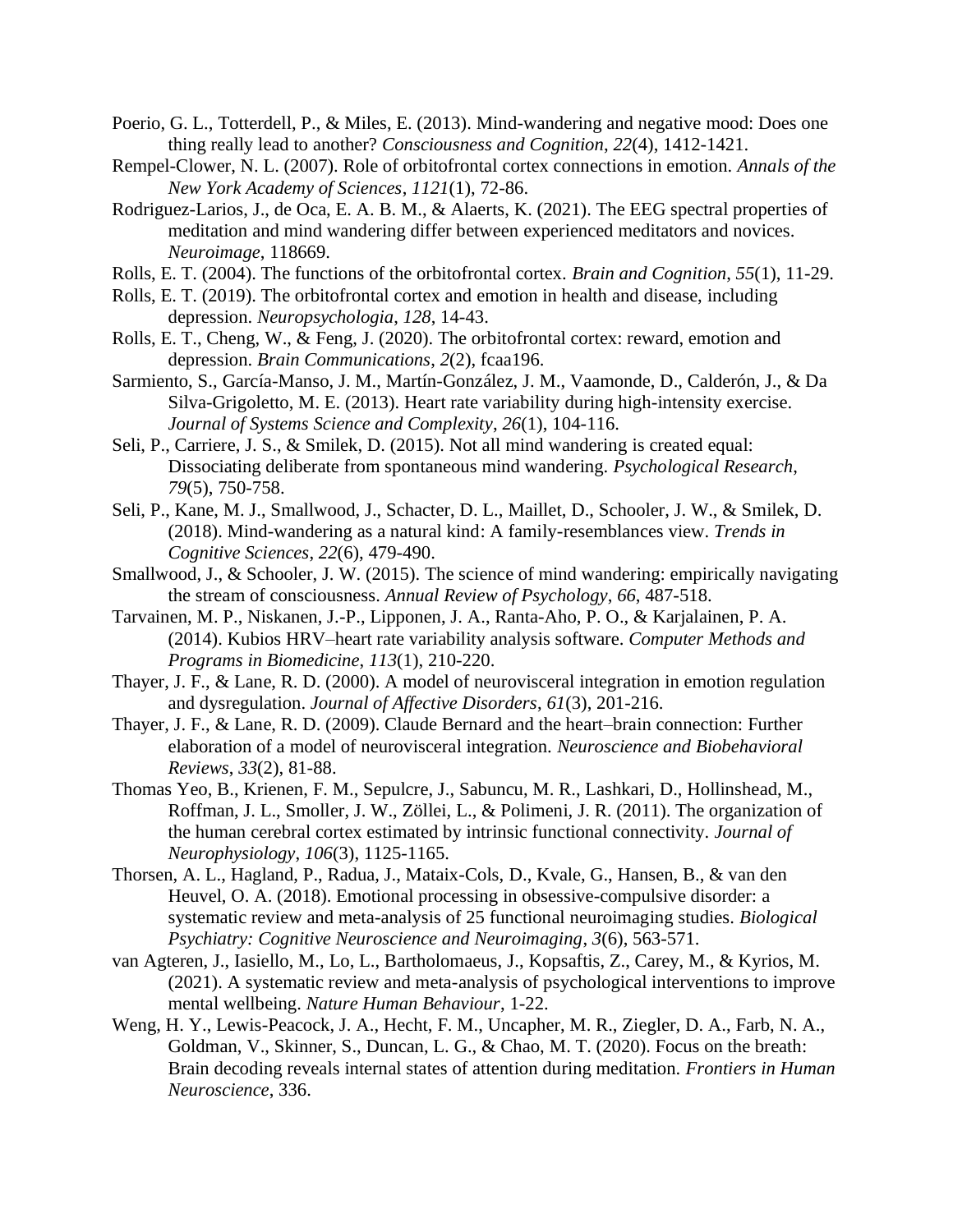Poerio, G. L., Totterdell, P., & Miles, E. (2013). Mind-wandering and negative mood: Does one thing really lead to another? *Consciousness and Cognition*, *22*(4), 1412-1421.

Rempel-Clower, N. L. (2007). Role of orbitofrontal cortex connections in emotion. *Annals of the New York Academy of Sciences*, *1121*(1), 72-86.

Rodriguez-Larios, J., de Oca, E. A. B. M., & Alaerts, K. (2021). The EEG spectral properties of meditation and mind wandering differ between experienced meditators and novices. *Neuroimage*, 118669.

Rolls, E. T. (2004). The functions of the orbitofrontal cortex. *Brain and Cognition*, *55*(1), 11-29.

Rolls, E. T. (2019). The orbitofrontal cortex and emotion in health and disease, including depression. *Neuropsychologia*, *128*, 14-43.

Rolls, E. T., Cheng, W., & Feng, J. (2020). The orbitofrontal cortex: reward, emotion and depression. *Brain Communications*, *2*(2), fcaa196.

Sarmiento, S., García-Manso, J. M., Martín-González, J. M., Vaamonde, D., Calderón, J., & Da Silva-Grigoletto, M. E. (2013). Heart rate variability during high-intensity exercise. *Journal of Systems Science and Complexity*, *26*(1), 104-116.

Seli, P., Carriere, J. S., & Smilek, D. (2015). Not all mind wandering is created equal: Dissociating deliberate from spontaneous mind wandering. *Psychological Research*, *79*(5), 750-758.

Seli, P., Kane, M. J., Smallwood, J., Schacter, D. L., Maillet, D., Schooler, J. W., & Smilek, D. (2018). Mind-wandering as a natural kind: A family-resemblances view. *Trends in Cognitive Sciences*, *22*(6), 479-490.

Smallwood, J., & Schooler, J. W. (2015). The science of mind wandering: empirically navigating the stream of consciousness. *Annual Review of Psychology*, *66*, 487-518.

Tarvainen, M. P., Niskanen, J.-P., Lipponen, J. A., Ranta-Aho, P. O., & Karjalainen, P. A. (2014). Kubios HRV–heart rate variability analysis software. *Computer Methods and Programs in Biomedicine*, *113*(1), 210-220.

Thayer, J. F., & Lane, R. D. (2000). A model of neurovisceral integration in emotion regulation and dysregulation. *Journal of Affective Disorders*, *61*(3), 201-216.

Thayer, J. F., & Lane, R. D. (2009). Claude Bernard and the heart–brain connection: Further elaboration of a model of neurovisceral integration. *Neuroscience and Biobehavioral Reviews*, *33*(2), 81-88.

Thomas Yeo, B., Krienen, F. M., Sepulcre, J., Sabuncu, M. R., Lashkari, D., Hollinshead, M., Roffman, J. L., Smoller, J. W., Zöllei, L., & Polimeni, J. R. (2011). The organization of the human cerebral cortex estimated by intrinsic functional connectivity. *Journal of Neurophysiology*, *106*(3), 1125-1165.

Thorsen, A. L., Hagland, P., Radua, J., Mataix-Cols, D., Kvale, G., Hansen, B., & van den Heuvel, O. A. (2018). Emotional processing in obsessive-compulsive disorder: a systematic review and meta-analysis of 25 functional neuroimaging studies. *Biological Psychiatry: Cognitive Neuroscience and Neuroimaging*, *3*(6), 563-571.

van Agteren, J., Iasiello, M., Lo, L., Bartholomaeus, J., Kopsaftis, Z., Carey, M., & Kyrios, M. (2021). A systematic review and meta-analysis of psychological interventions to improve mental wellbeing. *Nature Human Behaviour*, 1-22.

Weng, H. Y., Lewis-Peacock, J. A., Hecht, F. M., Uncapher, M. R., Ziegler, D. A., Farb, N. A., Goldman, V., Skinner, S., Duncan, L. G., & Chao, M. T. (2020). Focus on the breath: Brain decoding reveals internal states of attention during meditation. *Frontiers in Human Neuroscience*, 336.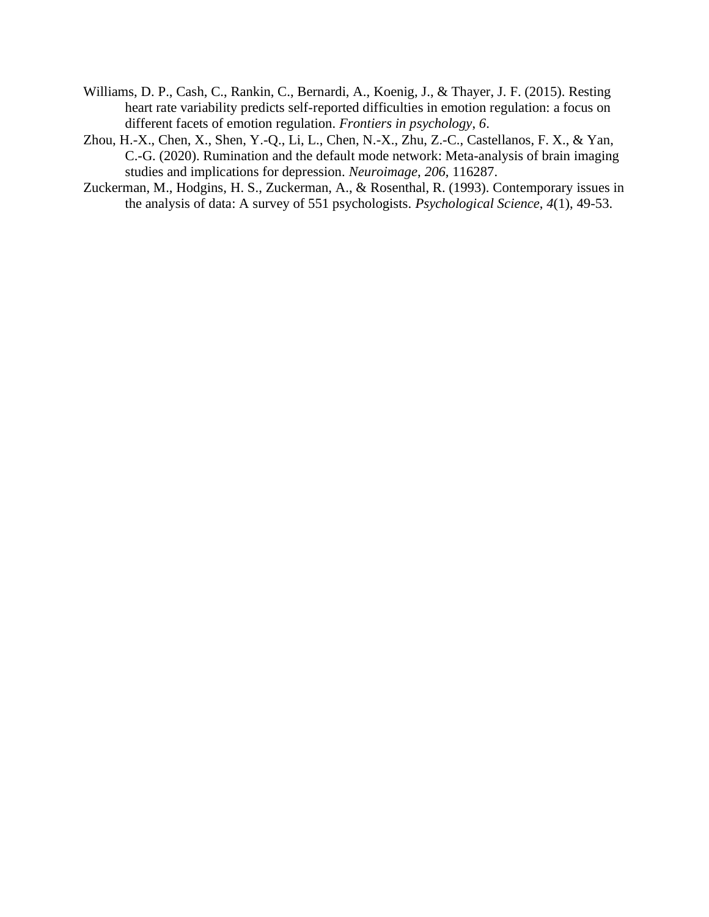Williams, D. P., Cash, C., Rankin, C., Bernardi, A., Koenig, J., & Thayer, J. F. (2015). Resting heart rate variability predicts self-reported difficulties in emotion regulation: a focus on different facets of emotion regulation. *Frontiers in psychology*, *6*.

Zhou, H.-X., Chen, X., Shen, Y.-Q., Li, L., Chen, N.-X., Zhu, Z.-C., Castellanos, F. X., & Yan, C.-G. (2020). Rumination and the default mode network: Meta-analysis of brain imaging studies and implications for depression. *Neuroimage*, *206*, 116287.

Zuckerman, M., Hodgins, H. S., Zuckerman, A., & Rosenthal, R. (1993). Contemporary issues in the analysis of data: A survey of 551 psychologists. *Psychological Science*, *4*(1), 49-53.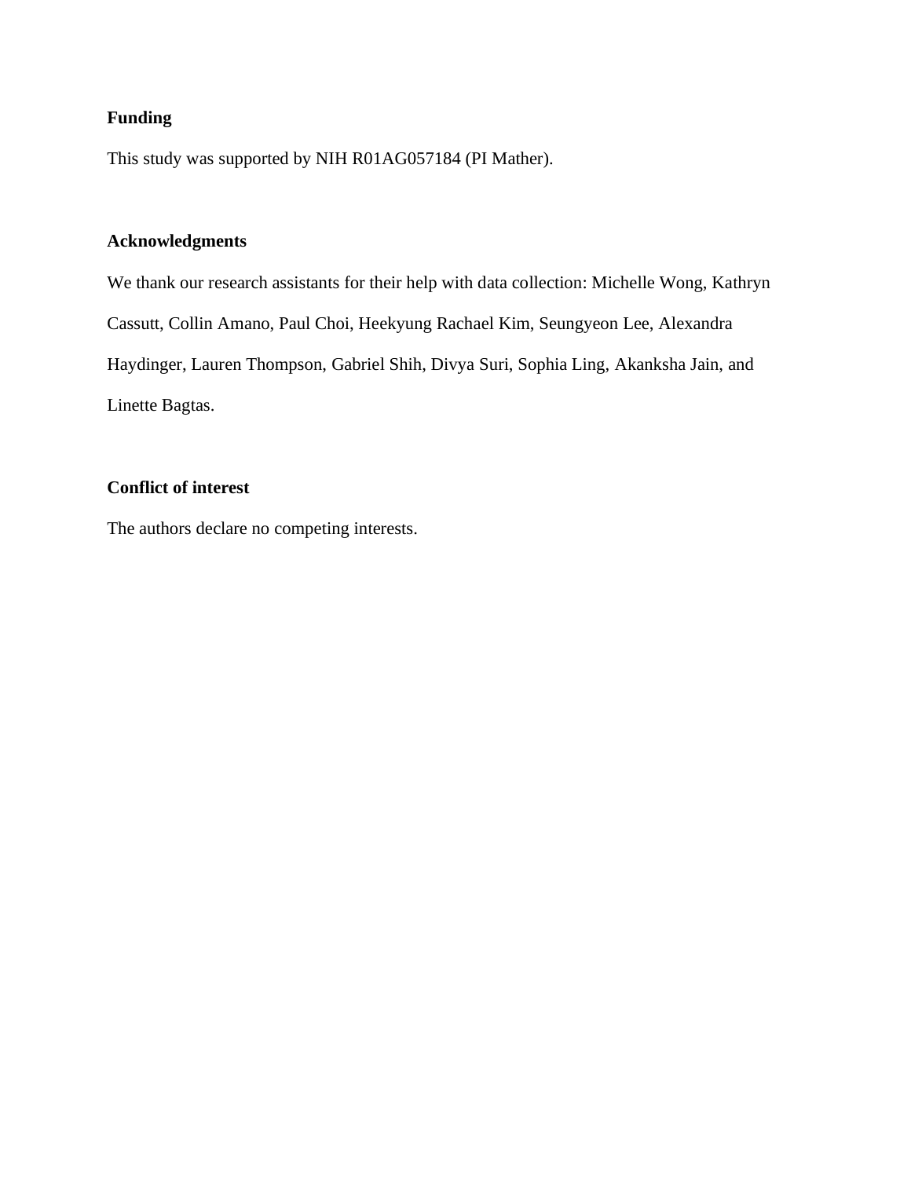## Funding

This study was supported by NIH R01AG057184 (PI Mather).

## Acknowledgments

We thank our research assistants for their help with data collection: Michelle Wong, Kathryn Cassutt, Collin Amano, Paul Choi, Heekyung Rachael Kim, Seungyeon Lee, Alexandra Haydinger, Lauren Thompson, Gabriel Shih, Divya Suri, Sophia Ling, Akanksha Jain, and Linette Bagtas.

## Conflict of interest

The authors declare no competing interests.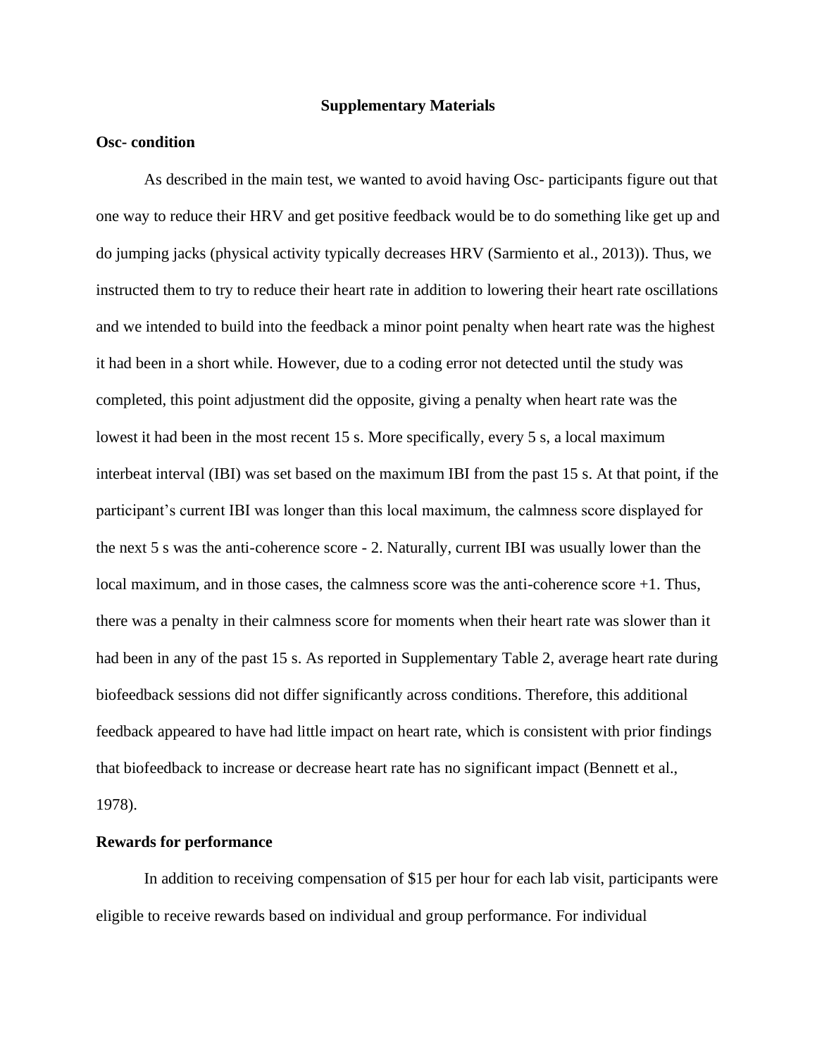# Supplementary Materials

## Osc- condition

As described in the main test, we wanted to avoid having Osc- participants figure out that one way to reduce their HRV and get positive feedback would be to do something like get up and do jumping jacks (physical activity typically decreases HRV (Sarmiento et al., 2013)). Thus, we instructed them to try to reduce their heart rate in addition to lowering their heart rate oscillations and we intended to build into the feedback a minor point penalty when heart rate was the highest it had been in a short while. However, due to a coding error not detected until the study was completed, this point adjustment did the opposite, giving a penalty when heart rate was the lowest it had been in the most recent 15 s. More specifically, every 5 s, a local maximum interbeat interval (IBI) was set based on the maximum IBI from the past 15 s. At that point, if the participant's current IBI was longer than this local maximum, the calmness score displayed for the next 5 s was the anti-coherence score - 2. Naturally, current IBI was usually lower than the local maximum, and in those cases, the calmness score was the anti-coherence score +1. Thus, there was a penalty in their calmness score for moments when their heart rate was slower than it had been in any of the past 15 s. As reported in Supplementary Table 2, average heart rate during biofeedback sessions did not differ significantly across conditions. Therefore, this additional feedback appeared to have had little impact on heart rate, which is consistent with prior findings that biofeedback to increase or decrease heart rate has no significant impact (Bennett et al., 1978).

## Rewards for performance

In addition to receiving compensation of $15 per hour for each lab visit, participants were eligible to receive rewards based on individual and group performance. For individual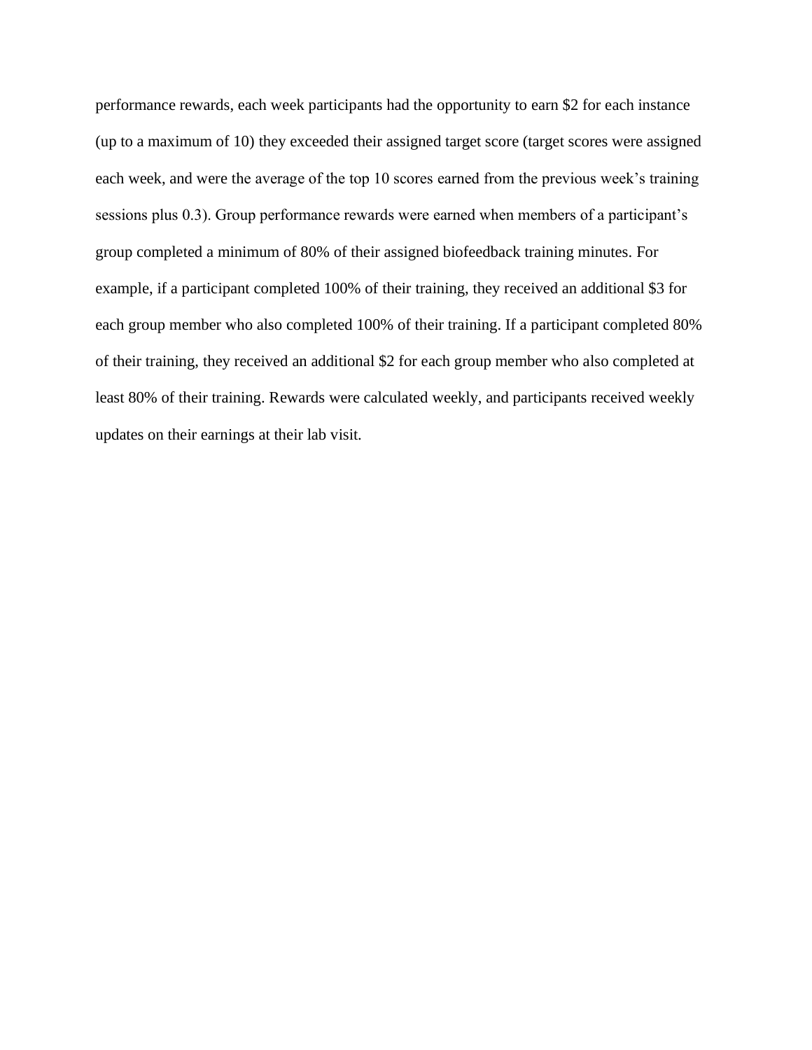performance rewards, each week participants had the opportunity to earn $2 for each instance (up to a maximum of 10) they exceeded their assigned target score (target scores were assigned each week, and were the average of the top 10 scores earned from the previous week's training sessions plus 0.3). Group performance rewards were earned when members of a participant's group completed a minimum of 80% of their assigned biofeedback training minutes. For example, if a participant completed 100% of their training, they received an additional $3 for each group member who also completed 100% of their training. If a participant completed 80% of their training, they received an additional $2 for each group member who also completed at least 80% of their training. Rewards were calculated weekly, and participants received weekly updates on their earnings at their lab visit.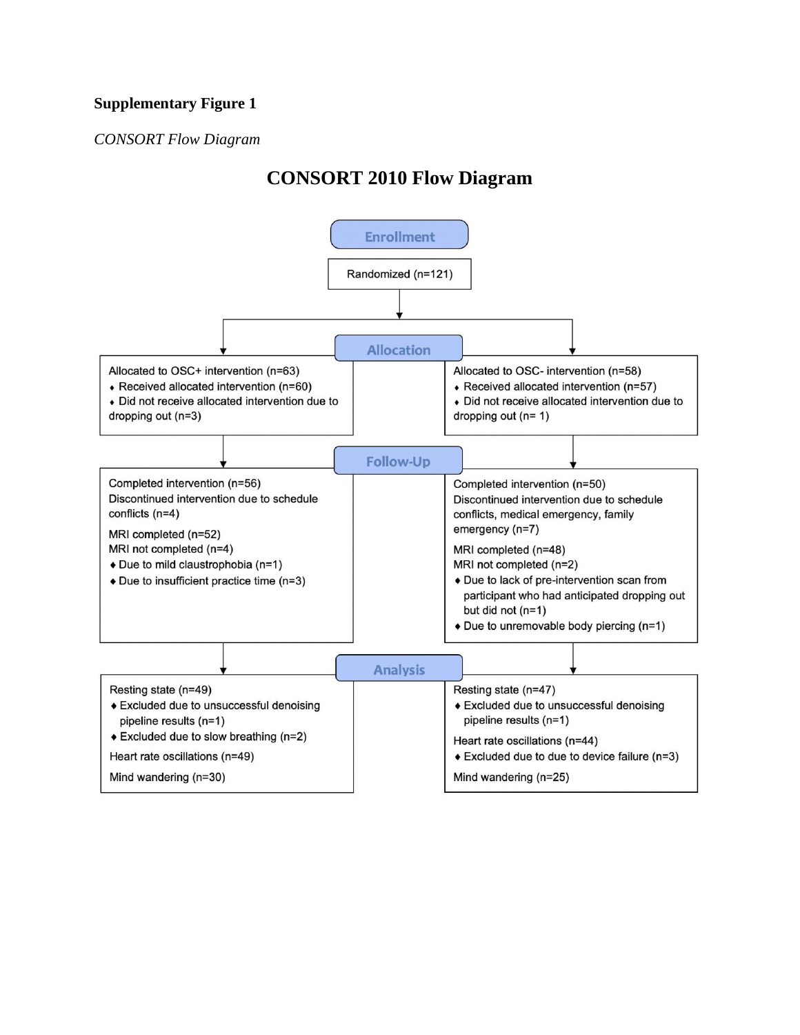**Supplementary Figure 1**

*CONSORT Flow Diagram*

## CONSORT 2010 Flow Diagram

**Enrollment**

Randomized (n=121)

**Allocation**

Allocated to OSC+ intervention (n=63)
- Received allocated intervention (n=60)
- Did not receive allocated intervention due to dropping out (n=3)

Allocated to OSC- intervention (n=58)
- Received allocated intervention (n=57)
- Did not receive allocated intervention due to dropping out (n= 1)

**Follow-Up**

Completed intervention (n=56)
Discontinued intervention due to schedule conflicts (n=4)

MRI completed (n=52)
MRI not completed (n=4)
- Due to mild claustrophobia (n=1)
- Due to insufficient practice time (n=3)

Completed intervention (n=50)
Discontinued intervention due to schedule conflicts, medical emergency, family emergency (n=7)

MRI completed (n=48)
MRI not completed (n=2)
- Due to lack of pre-intervention scan from participant who had anticipated dropping out but did not (n=1)
- Due to unremovable body piercing (n=1)

**Analysis**

Resting state (n=49)
- Excluded due to unsuccessful denoising pipeline results (n=1)
- Excluded due to slow breathing (n=2)

Heart rate oscillations (n=49)

Mind wandering (n=30)

Resting state (n=47)
- Excluded due to unsuccessful denoising pipeline results (n=1)

Heart rate oscillations (n=44)
- Excluded due to due to device failure (n=3)

Mind wandering (n=25)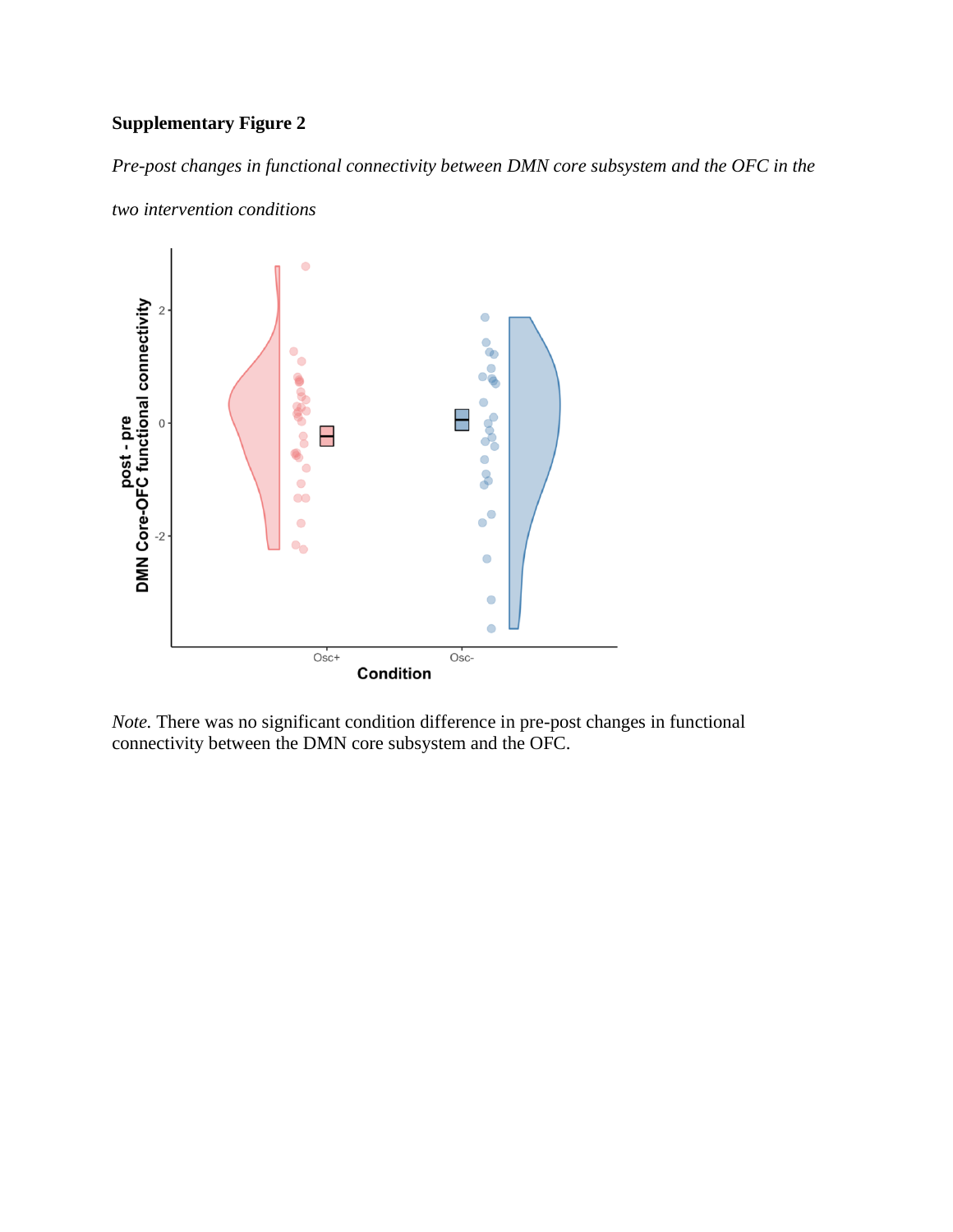**Supplementary Figure 2**

*Pre-post changes in functional connectivity between DMN core subsystem and the OFC in the two intervention conditions*

*Note.* There was no significant condition difference in pre-post changes in functional connectivity between the DMN core subsystem and the OFC.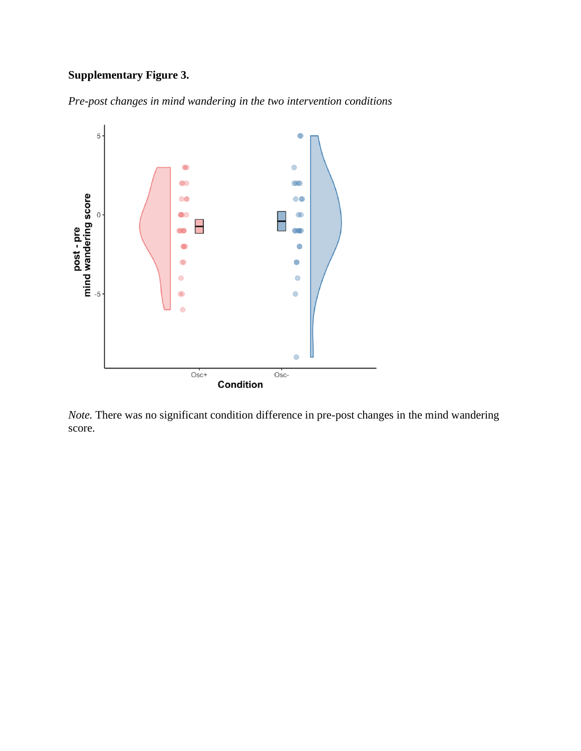**Supplementary Figure 3.**

*Pre-post changes in mind wandering in the two intervention conditions*

*Note.* There was no significant condition difference in pre-post changes in the mind wandering score.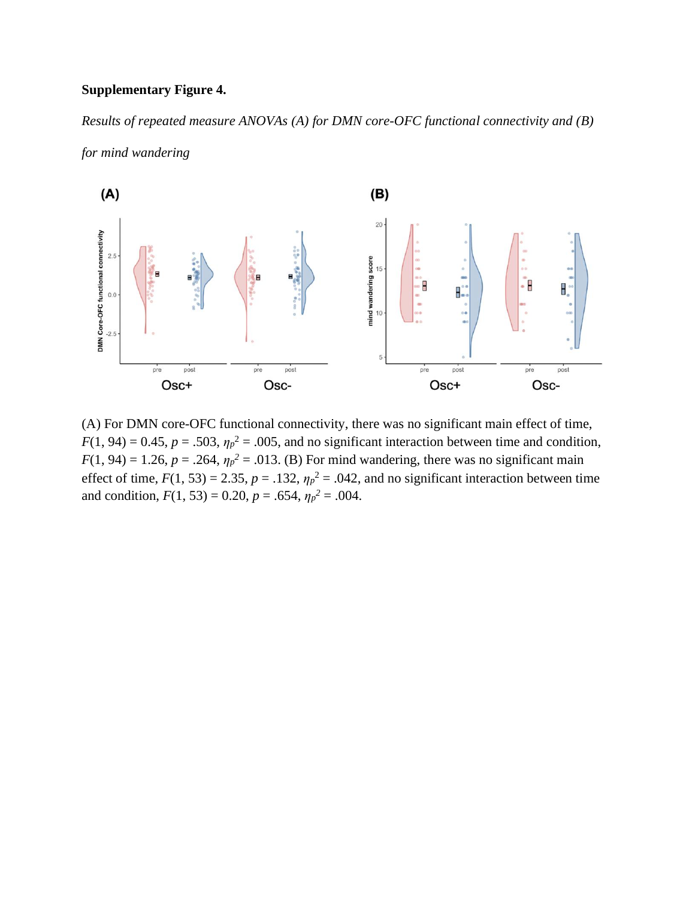**Supplementary Figure 4.**

*Results of repeated measure ANOVAs (A) for DMN core-OFC functional connectivity and (B) for mind wandering*

(A) For DMN core-OFC functional connectivity, there was no significant main effect of time, $F(1, 94) = 0.45$, $p = .503$, $\eta_p^2 = .005$, and no significant interaction between time and condition, $F(1, 94) = 1.26$, $p = .264$, $\eta_p^2 = .013$. (B) For mind wandering, there was no significant main effect of time, $F(1, 53) = 2.35$, $p = .132$, $\eta_p^2 = .042$, and no significant interaction between time and condition, $F(1, 53) = 0.20$, $p = .654$, $\eta_p^2 = .004$.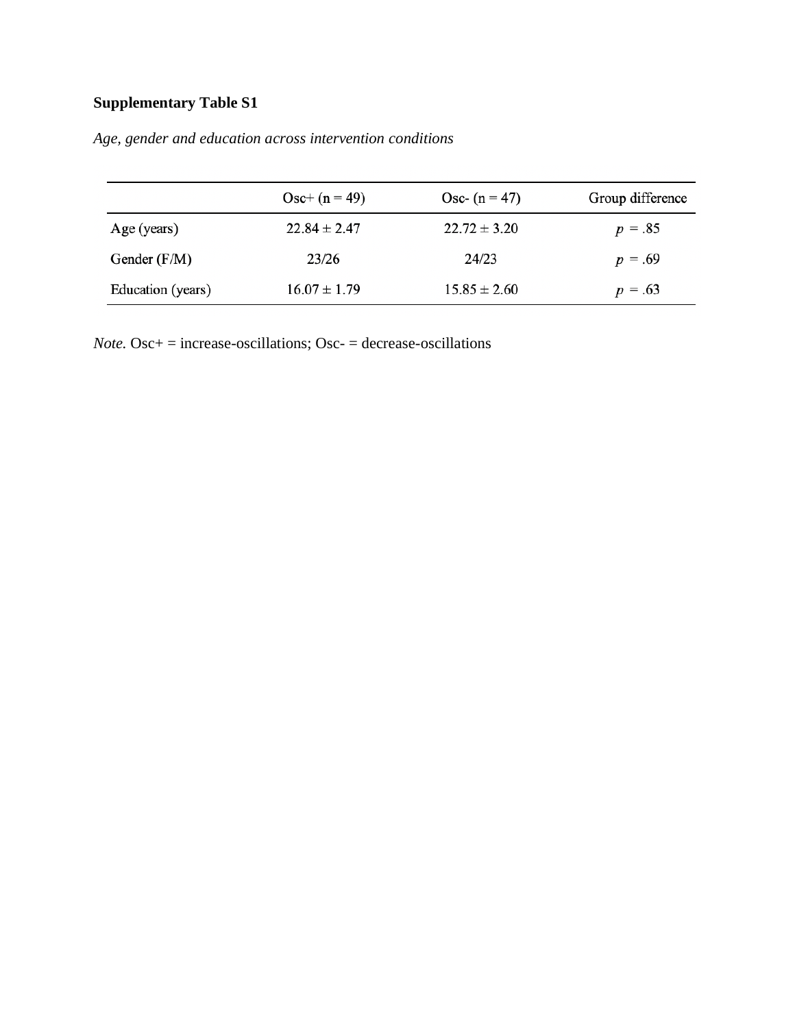**Supplementary Table S1**

*Age, gender and education across intervention conditions*

| | Osc+ (n = 49) | Osc- (n = 47) | Group difference |
|---|---|---|---|
| Age (years) | 22.84 ± 2.47 | 22.72 ± 3.20 | $p$ = .85 |
| Gender (F/M) | 23/26 | 24/23 | $p$ = .69 |
| Education (years) | 16.07 ± 1.79 | 15.85 ± 2.60 | $p$ = .63 |

*Note.* Osc+ = increase-oscillations; Osc- = decrease-oscillations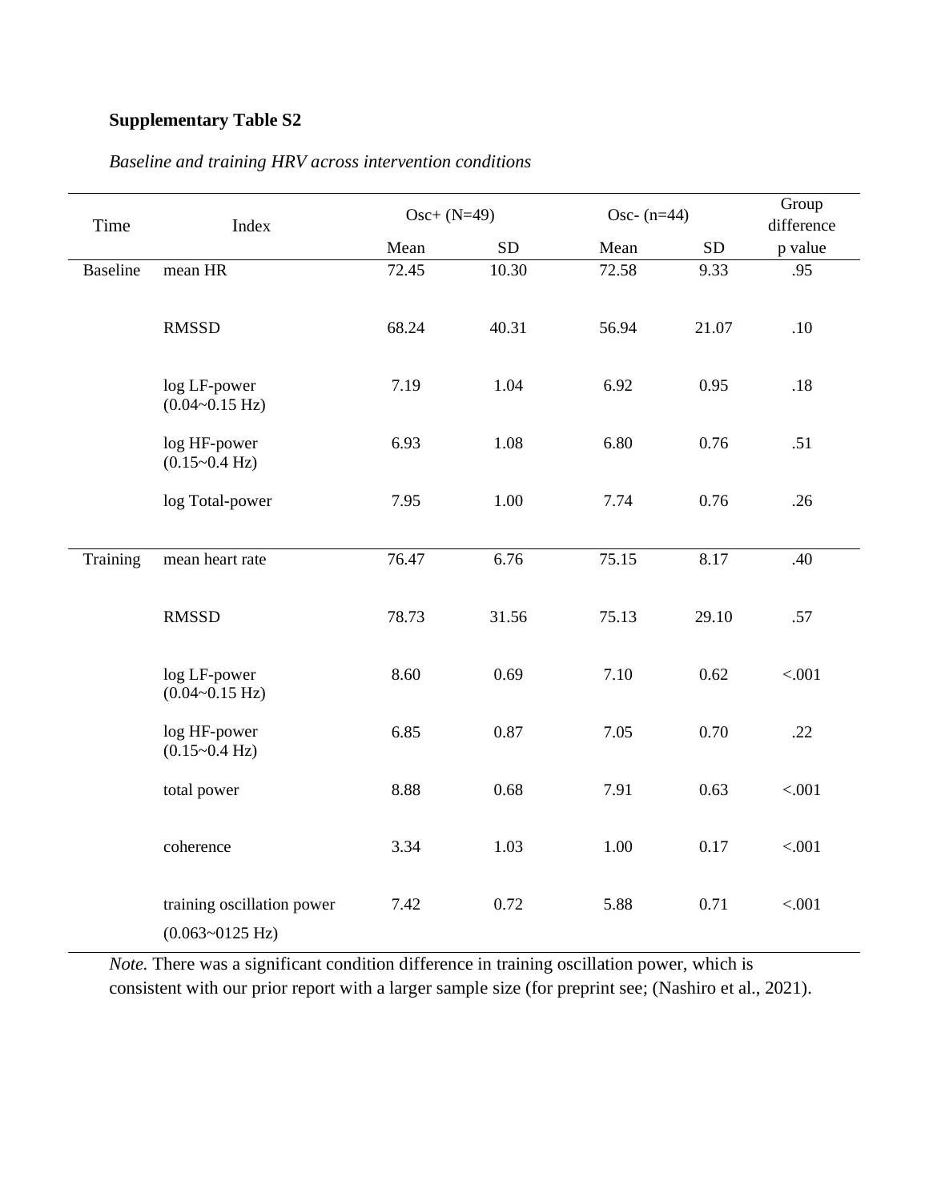**Supplementary Table S2**

*Baseline and training HRV across intervention conditions*

| Time | Index | Osc+ (N=49) | | Osc- (n=44) | | Group difference |
|---|---|---|---|---|---|---|
| | | Mean | SD | Mean | SD | p value |
| Baseline | mean HR | 72.45 | 10.30 | 72.58 | 9.33 | .95 |
| | RMSSD | 68.24 | 40.31 | 56.94 | 21.07 | .10 |
| | log LF-power (0.04~0.15 Hz) | 7.19 | 1.04 | 6.92 | 0.95 | .18 |
| | log HF-power (0.15~0.4 Hz) | 6.93 | 1.08 | 6.80 | 0.76 | .51 |
| | log Total-power | 7.95 | 1.00 | 7.74 | 0.76 | .26 |
| Training | mean heart rate | 76.47 | 6.76 | 75.15 | 8.17 | .40 |
| | RMSSD | 78.73 | 31.56 | 75.13 | 29.10 | .57 |
| | log LF-power (0.04~0.15 Hz) | 8.60 | 0.69 | 7.10 | 0.62 | <.001 |
| | log HF-power (0.15~0.4 Hz) | 6.85 | 0.87 | 7.05 | 0.70 | .22 |
| | total power | 8.88 | 0.68 | 7.91 | 0.63 | <.001 |
| | coherence | 3.34 | 1.03 | 1.00 | 0.17 | <.001 |
| | training oscillation power (0.063~0125 Hz) | 7.42 | 0.72 | 5.88 | 0.71 | <.001 |

*Note.* There was a significant condition difference in training oscillation power, which is consistent with our prior report with a larger sample size (for preprint see; (Nashiro et al., 2021).